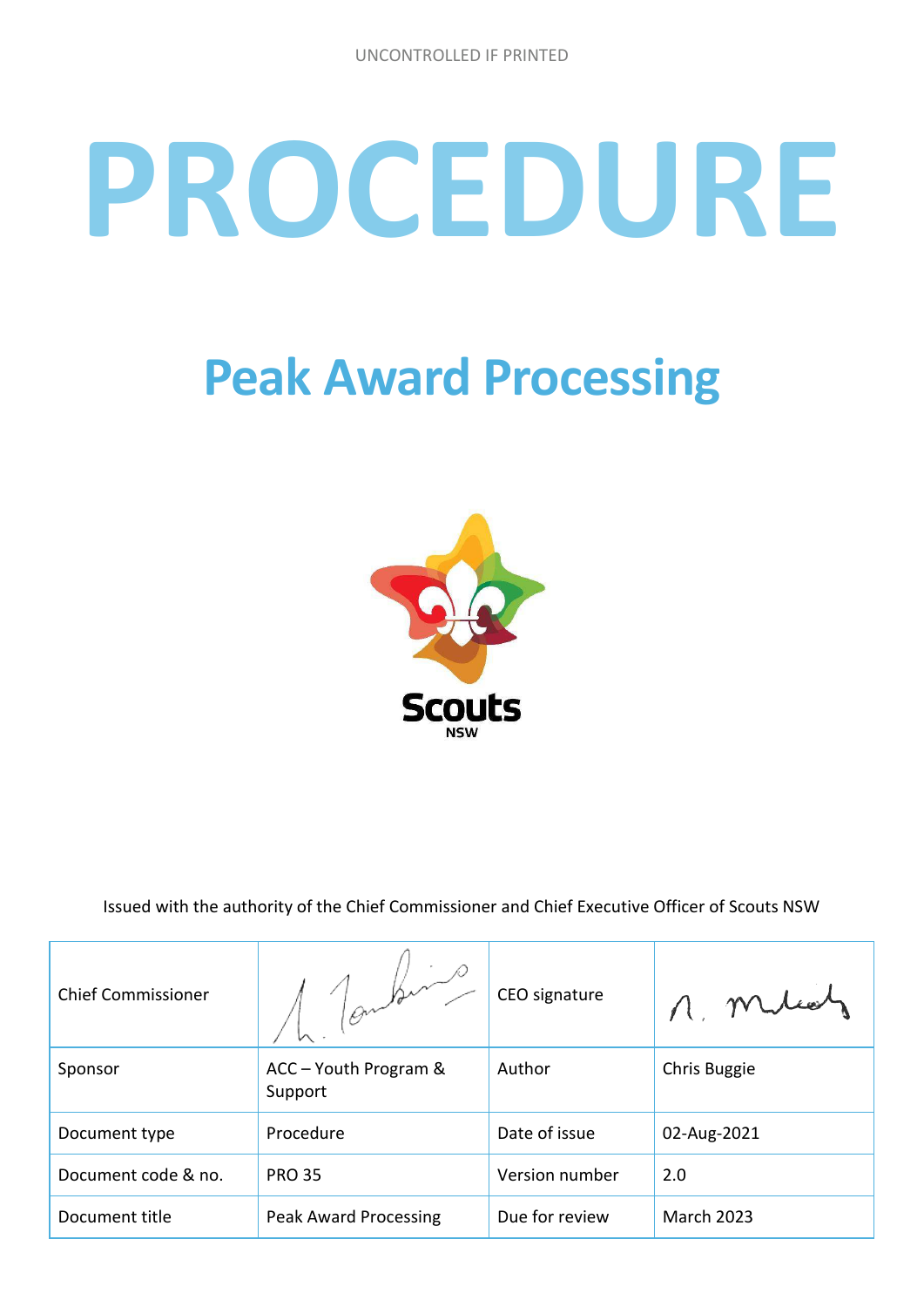UNCONTROLLED IF PRINTED

# PROCEDURE

## Peak Award Processing

Scouts NSW

Issued with the authority of the Chief Commissioner and Chief Executive Officer of Scouts NSW

| Chief Commissioner | | CEO signature | |
|---|---|---|---|
| Sponsor | ACC – Youth Program & Support | Author | Chris Buggie |
| Document type | Procedure | Date of issue | 02-Aug-2021 |
| Document code & no. | PRO 35 | Version number | 2.0 |
| Document title | Peak Award Processing | Due for review | March 2023 |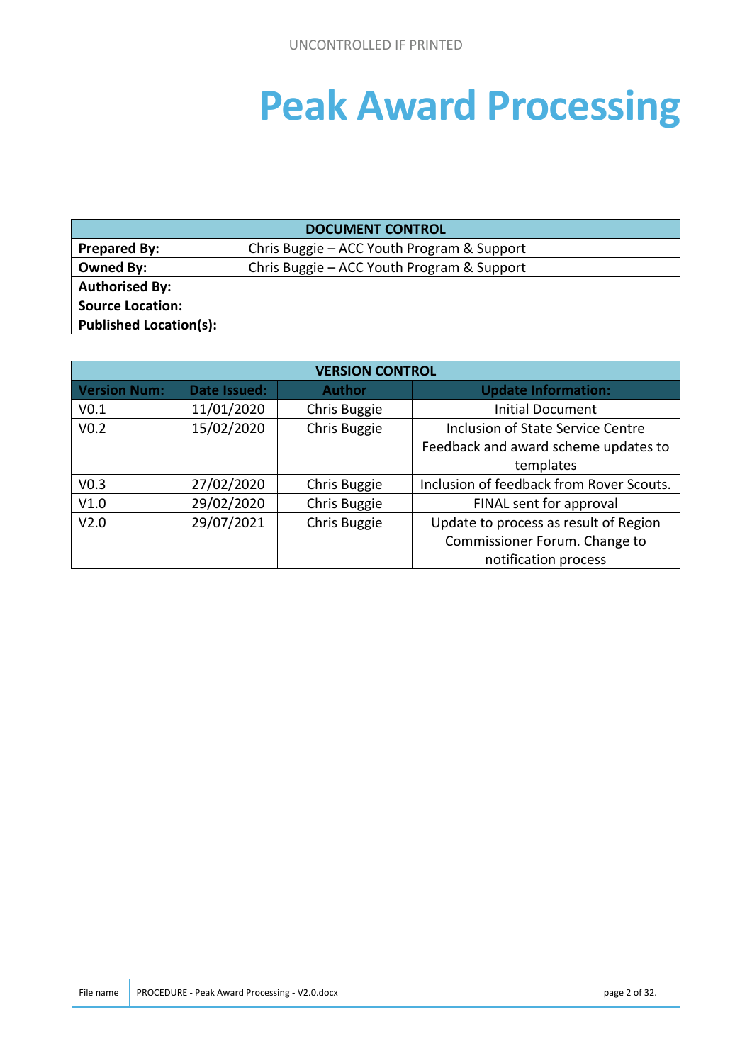# Peak Award Processing

| DOCUMENT CONTROL | |
|---|---|
| **Prepared By:** | Chris Buggie – ACC Youth Program & Support |
| **Owned By:** | Chris Buggie – ACC Youth Program & Support |
| **Authorised By:** | |
| **Source Location:** | |
| **Published Location(s):** | |

| VERSION CONTROL | | | |
|---|---|---|---|
| **Version Num:** | **Date Issued:** | **Author** | **Update Information:** |
| V0.1 | 11/01/2020 | Chris Buggie | Initial Document |
| V0.2 | 15/02/2020 | Chris Buggie | Inclusion of State Service Centre Feedback and award scheme updates to templates |
| V0.3 | 27/02/2020 | Chris Buggie | Inclusion of feedback from Rover Scouts. |
| V1.0 | 29/02/2020 | Chris Buggie | FINAL sent for approval |
| V2.0 | 29/07/2021 | Chris Buggie | Update to process as result of Region Commissioner Forum. Change to notification process |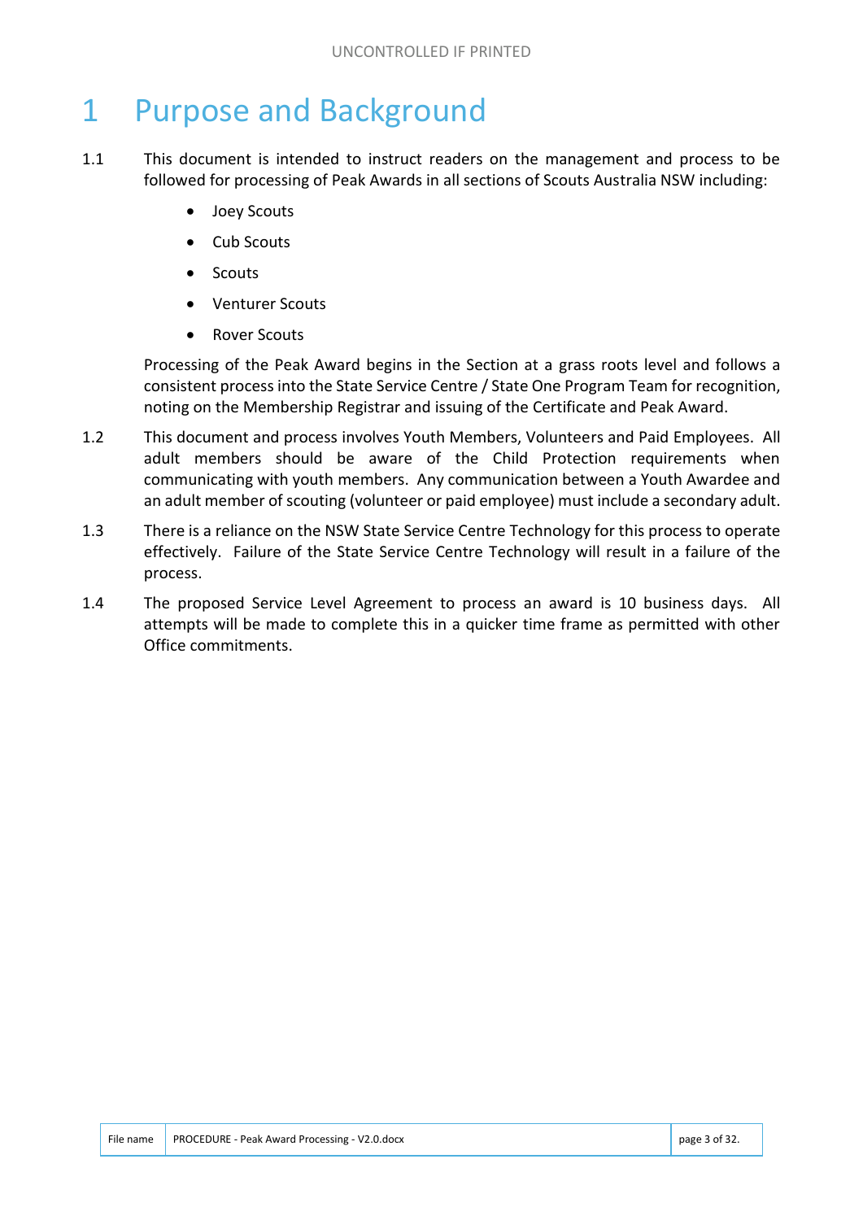# 1 Purpose and Background

1.1 This document is intended to instruct readers on the management and process to be followed for processing of Peak Awards in all sections of Scouts Australia NSW including:

- Joey Scouts
- Cub Scouts
- Scouts
- Venturer Scouts
- Rover Scouts

Processing of the Peak Award begins in the Section at a grass roots level and follows a consistent process into the State Service Centre / State One Program Team for recognition, noting on the Membership Registrar and issuing of the Certificate and Peak Award.

1.2 This document and process involves Youth Members, Volunteers and Paid Employees. All adult members should be aware of the Child Protection requirements when communicating with youth members. Any communication between a Youth Awardee and an adult member of scouting (volunteer or paid employee) must include a secondary adult.

1.3 There is a reliance on the NSW State Service Centre Technology for this process to operate effectively. Failure of the State Service Centre Technology will result in a failure of the process.

1.4 The proposed Service Level Agreement to process an award is 10 business days. All attempts will be made to complete this in a quicker time frame as permitted with other Office commitments.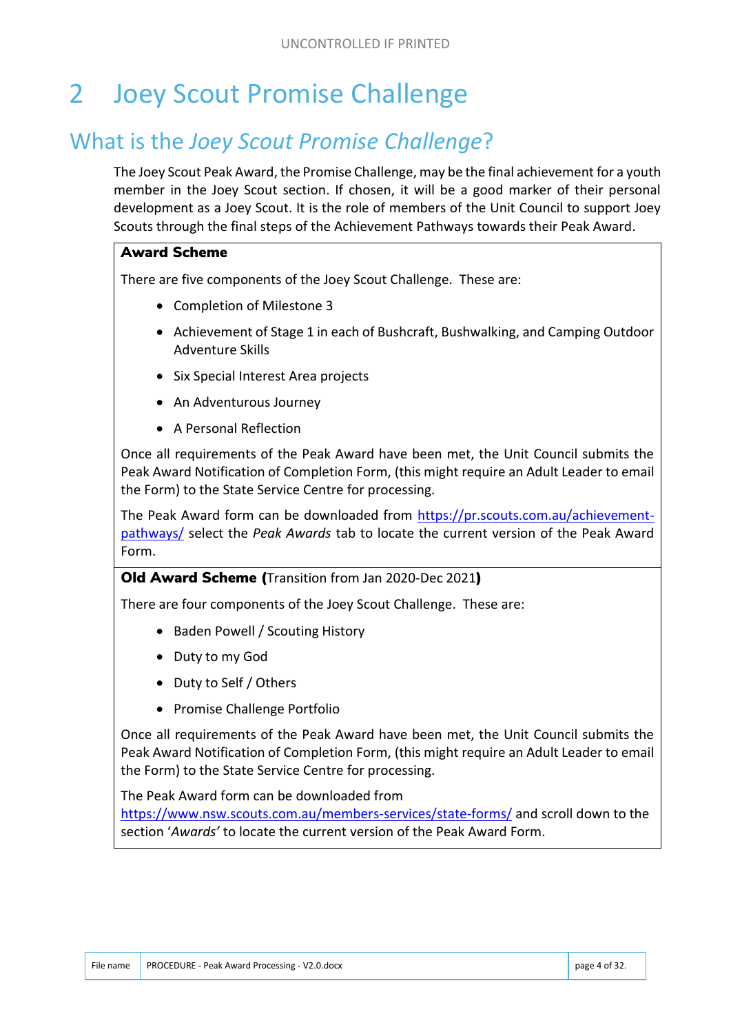# 2 Joey Scout Promise Challenge

## What is the *Joey Scout Promise Challenge*?

The Joey Scout Peak Award, the Promise Challenge, may be the final achievement for a youth member in the Joey Scout section. If chosen, it will be a good marker of their personal development as a Joey Scout. It is the role of members of the Unit Council to support Joey Scouts through the final steps of the Achievement Pathways towards their Peak Award.

**Award Scheme**

There are five components of the Joey Scout Challenge. These are:

- Completion of Milestone 3
- Achievement of Stage 1 in each of Bushcraft, Bushwalking, and Camping Outdoor Adventure Skills
- Six Special Interest Area projects
- An Adventurous Journey
- A Personal Reflection

Once all requirements of the Peak Award have been met, the Unit Council submits the Peak Award Notification of Completion Form, (this might require an Adult Leader to email the Form) to the State Service Centre for processing.

The Peak Award form can be downloaded from https://pr.scouts.com.au/achievement-pathways/ select the *Peak Awards* tab to locate the current version of the Peak Award Form.

**Old Award Scheme (**Transition from Jan 2020-Dec 2021**)**

There are four components of the Joey Scout Challenge. These are:

- Baden Powell / Scouting History
- Duty to my God
- Duty to Self / Others
- Promise Challenge Portfolio

Once all requirements of the Peak Award have been met, the Unit Council submits the Peak Award Notification of Completion Form, (this might require an Adult Leader to email the Form) to the State Service Centre for processing.

The Peak Award form can be downloaded from https://www.nsw.scouts.com.au/members-services/state-forms/ and scroll down to the section '*Awards'* to locate the current version of the Peak Award Form.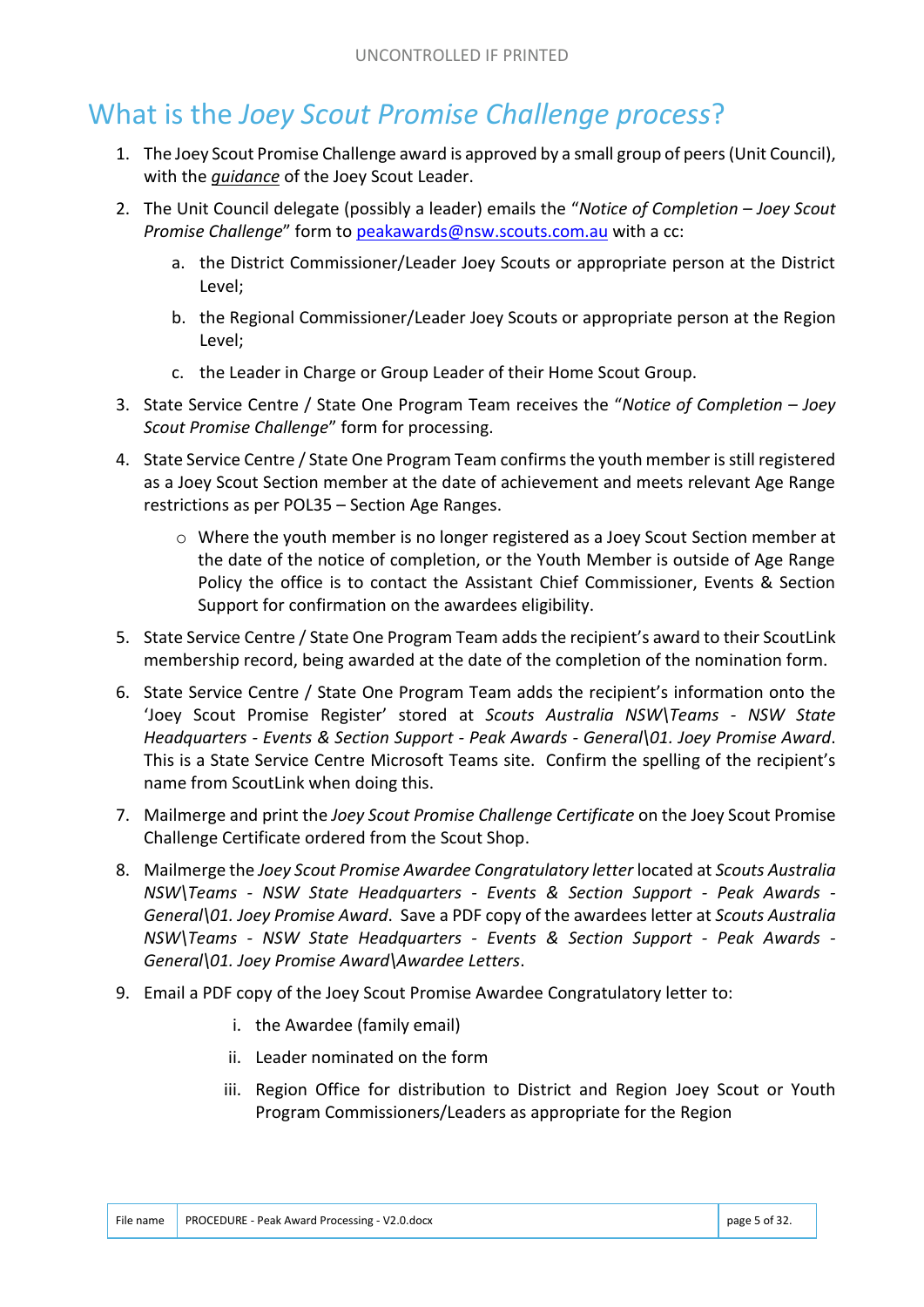# What is the *Joey Scout Promise Challenge process*?

1. The Joey Scout Promise Challenge award is approved by a small group of peers (Unit Council), with the *guidance* of the Joey Scout Leader.
2. The Unit Council delegate (possibly a leader) emails the "*Notice of Completion – Joey Scout Promise Challenge*" form to peakawards@nsw.scouts.com.au with a cc:
   a. the District Commissioner/Leader Joey Scouts or appropriate person at the District Level;
   b. the Regional Commissioner/Leader Joey Scouts or appropriate person at the Region Level;
   c. the Leader in Charge or Group Leader of their Home Scout Group.
3. State Service Centre / State One Program Team receives the "*Notice of Completion – Joey Scout Promise Challenge*" form for processing.
4. State Service Centre / State One Program Team confirms the youth member is still registered as a Joey Scout Section member at the date of achievement and meets relevant Age Range restrictions as per POL35 – Section Age Ranges.
   - Where the youth member is no longer registered as a Joey Scout Section member at the date of the notice of completion, or the Youth Member is outside of Age Range Policy the office is to contact the Assistant Chief Commissioner, Events & Section Support for confirmation on the awardees eligibility.
5. State Service Centre / State One Program Team adds the recipient's award to their ScoutLink membership record, being awarded at the date of the completion of the nomination form.
6. State Service Centre / State One Program Team adds the recipient's information onto the 'Joey Scout Promise Register' stored at *Scouts Australia NSW\Teams - NSW State Headquarters - Events & Section Support - Peak Awards - General\01. Joey Promise Award*. This is a State Service Centre Microsoft Teams site. Confirm the spelling of the recipient's name from ScoutLink when doing this.
7. Mailmerge and print the *Joey Scout Promise Challenge Certificate* on the Joey Scout Promise Challenge Certificate ordered from the Scout Shop.
8. Mailmerge the *Joey Scout Promise Awardee Congratulatory letter* located at *Scouts Australia NSW\Teams - NSW State Headquarters - Events & Section Support - Peak Awards - General\01. Joey Promise Award*. Save a PDF copy of the awardees letter at *Scouts Australia NSW\Teams - NSW State Headquarters - Events & Section Support - Peak Awards - General\01. Joey Promise Award\Awardee Letters*.
9. Email a PDF copy of the Joey Scout Promise Awardee Congratulatory letter to:
   i. the Awardee (family email)
   ii. Leader nominated on the form
   iii. Region Office for distribution to District and Region Joey Scout or Youth Program Commissioners/Leaders as appropriate for the Region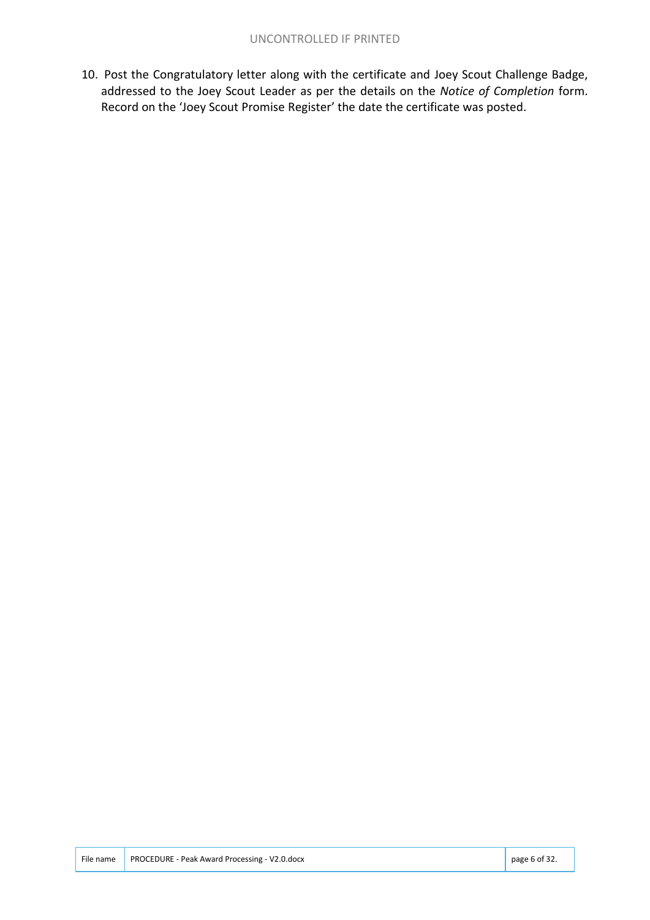10. Post the Congratulatory letter along with the certificate and Joey Scout Challenge Badge, addressed to the Joey Scout Leader as per the details on the *Notice of Completion* form. Record on the 'Joey Scout Promise Register' the date the certificate was posted.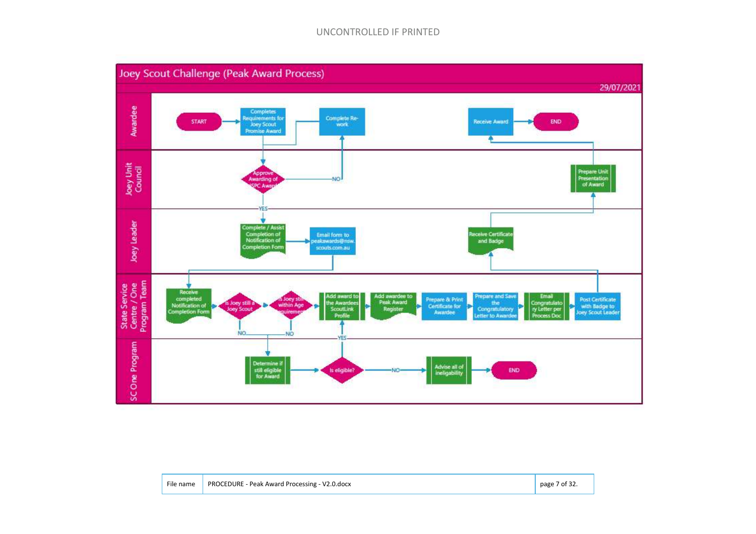# Joey Scout Challenge (Peak Award Process)

29/07/2021

**Awardee**
- START → Completes Requirements for Joey Scout Promise Award
- Complete Re-work
- Receive Award → END

**Joey Unit Council**
- Approve Awarding of JSPC Award? — NO → Complete Re-work; YES → Complete / Assist Completion of Notification of Completion Form
- Prepare Unit Presentation of Award

**Joey Leader**
- Complete / Assist Completion of Notification of Completion Form → Email form to peakawards@nsw.scouts.com.au
- Receive Certificate and Badge

**State Service Centre / One Program Team**
- Receive completed Notification of Completion Form → Is Joey still a Joey Scout? → Is Joey still within Age requirements? → Add award to the Awardees ScoutLink Profile → Add awardee to Peak Award Register → Prepare & Print Certificate for Awardee → Prepare and Save the Congratulatory Letter to Awardee → Email Congratulatory Letter per Process Doc → Post Certificate with Badge to Joey Scout Leader

**SC One Program**
- Determine if still eligible for Award → Is eligible? — YES → Add award to the Awardees ScoutLink Profile; NO → Advise all of ineligability → END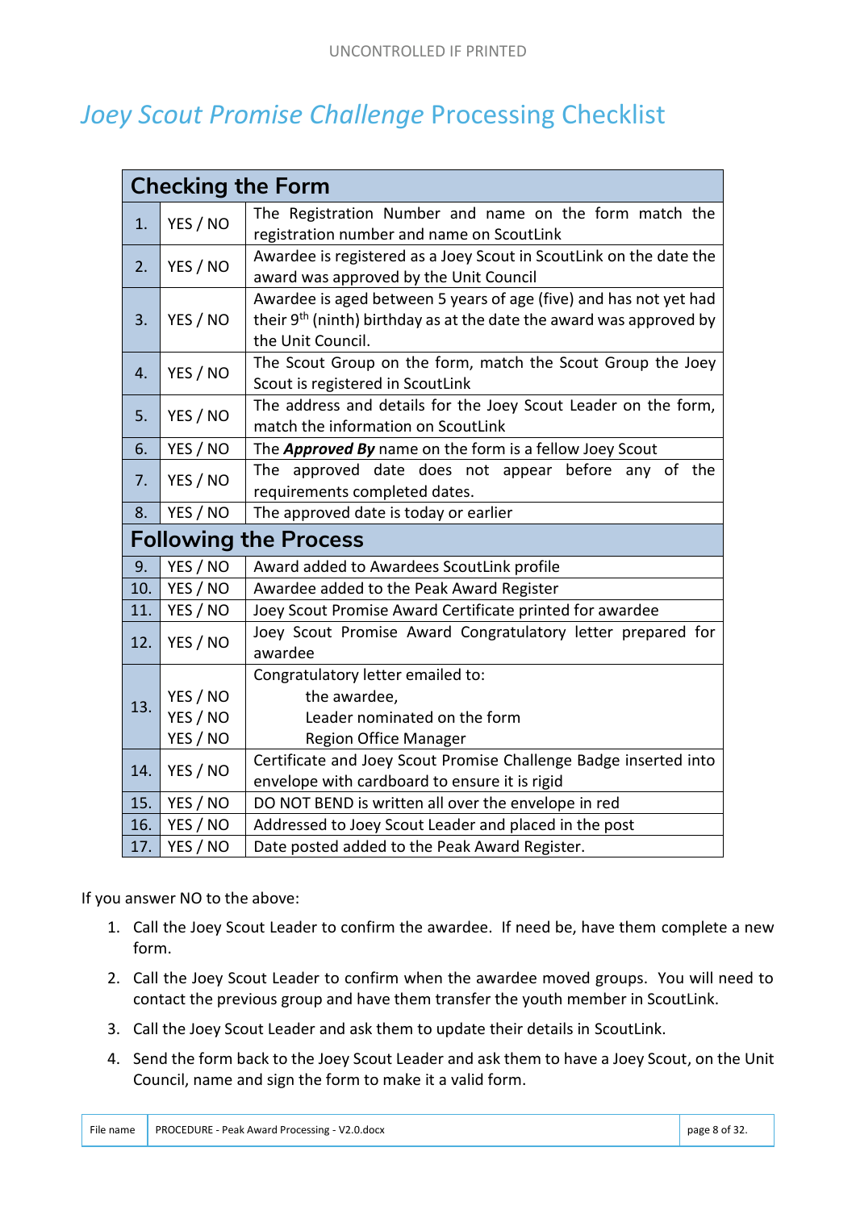# *Joey Scout Promise Challenge* Processing Checklist

| Checking the Form | | |
|---|---|---|
| 1. | YES / NO | The Registration Number and name on the form match the registration number and name on ScoutLink |
| 2. | YES / NO | Awardee is registered as a Joey Scout in ScoutLink on the date the award was approved by the Unit Council |
| 3. | YES / NO | Awardee is aged between 5 years of age (five) and has not yet had their 9th (ninth) birthday as at the date the award was approved by the Unit Council. |
| 4. | YES / NO | The Scout Group on the form, match the Scout Group the Joey Scout is registered in ScoutLink |
| 5. | YES / NO | The address and details for the Joey Scout Leader on the form, match the information on ScoutLink |
| 6. | YES / NO | The ***Approved By*** name on the form is a fellow Joey Scout |
| 7. | YES / NO | The approved date does not appear before any of the requirements completed dates. |
| 8. | YES / NO | The approved date is today or earlier |
| **Following the Process** | | |
| 9. | YES / NO | Award added to Awardees ScoutLink profile |
| 10. | YES / NO | Awardee added to the Peak Award Register |
| 11. | YES / NO | Joey Scout Promise Award Certificate printed for awardee |
| 12. | YES / NO | Joey Scout Promise Award Congratulatory letter prepared for awardee |
| 13. | YES / NO<br>YES / NO<br>YES / NO | Congratulatory letter emailed to:<br>the awardee,<br>Leader nominated on the form<br>Region Office Manager |
| 14. | YES / NO | Certificate and Joey Scout Promise Challenge Badge inserted into envelope with cardboard to ensure it is rigid |
| 15. | YES / NO | DO NOT BEND is written all over the envelope in red |
| 16. | YES / NO | Addressed to Joey Scout Leader and placed in the post |
| 17. | YES / NO | Date posted added to the Peak Award Register. |

If you answer NO to the above:

1. Call the Joey Scout Leader to confirm the awardee. If need be, have them complete a new form.
2. Call the Joey Scout Leader to confirm when the awardee moved groups. You will need to contact the previous group and have them transfer the youth member in ScoutLink.
3. Call the Joey Scout Leader and ask them to update their details in ScoutLink.
4. Send the form back to the Joey Scout Leader and ask them to have a Joey Scout, on the Unit Council, name and sign the form to make it a valid form.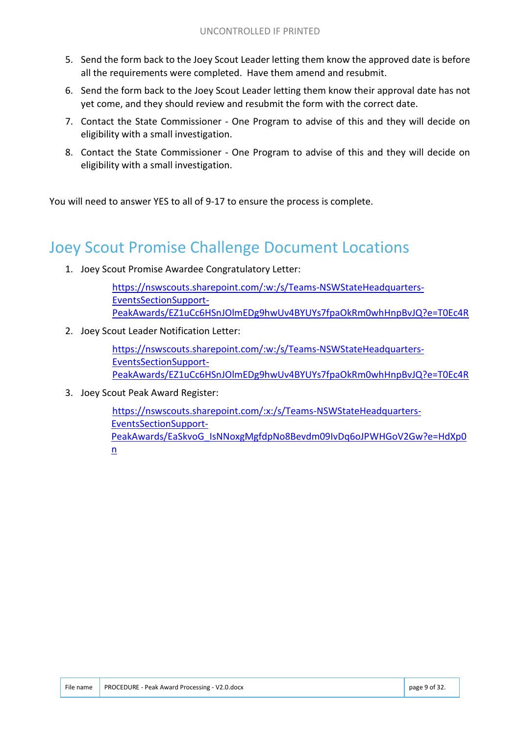5. Send the form back to the Joey Scout Leader letting them know the approved date is before all the requirements were completed. Have them amend and resubmit.
6. Send the form back to the Joey Scout Leader letting them know their approval date has not yet come, and they should review and resubmit the form with the correct date.
7. Contact the State Commissioner - One Program to advise of this and they will decide on eligibility with a small investigation.
8. Contact the State Commissioner - One Program to advise of this and they will decide on eligibility with a small investigation.

You will need to answer YES to all of 9-17 to ensure the process is complete.

## Joey Scout Promise Challenge Document Locations

1. Joey Scout Promise Awardee Congratulatory Letter:

   https://nswscouts.sharepoint.com/:w:/s/Teams-NSWStateHeadquarters-EventsSectionSupport-PeakAwards/EZ1uCc6HSnJOlmEDg9hwUv4BYUYs7fpaOkRm0whHnpBvJQ?e=T0Ec4R

2. Joey Scout Leader Notification Letter:

   https://nswscouts.sharepoint.com/:w:/s/Teams-NSWStateHeadquarters-EventsSectionSupport-PeakAwards/EZ1uCc6HSnJOlmEDg9hwUv4BYUYs7fpaOkRm0whHnpBvJQ?e=T0Ec4R

3. Joey Scout Peak Award Register:

   https://nswscouts.sharepoint.com/:x:/s/Teams-NSWStateHeadquarters-EventsSectionSupport-PeakAwards/EaSkvoG_IsNNoxgMgfdpNo8Bevdm09IvDq6oJPWHGoV2Gw?e=HdXp0n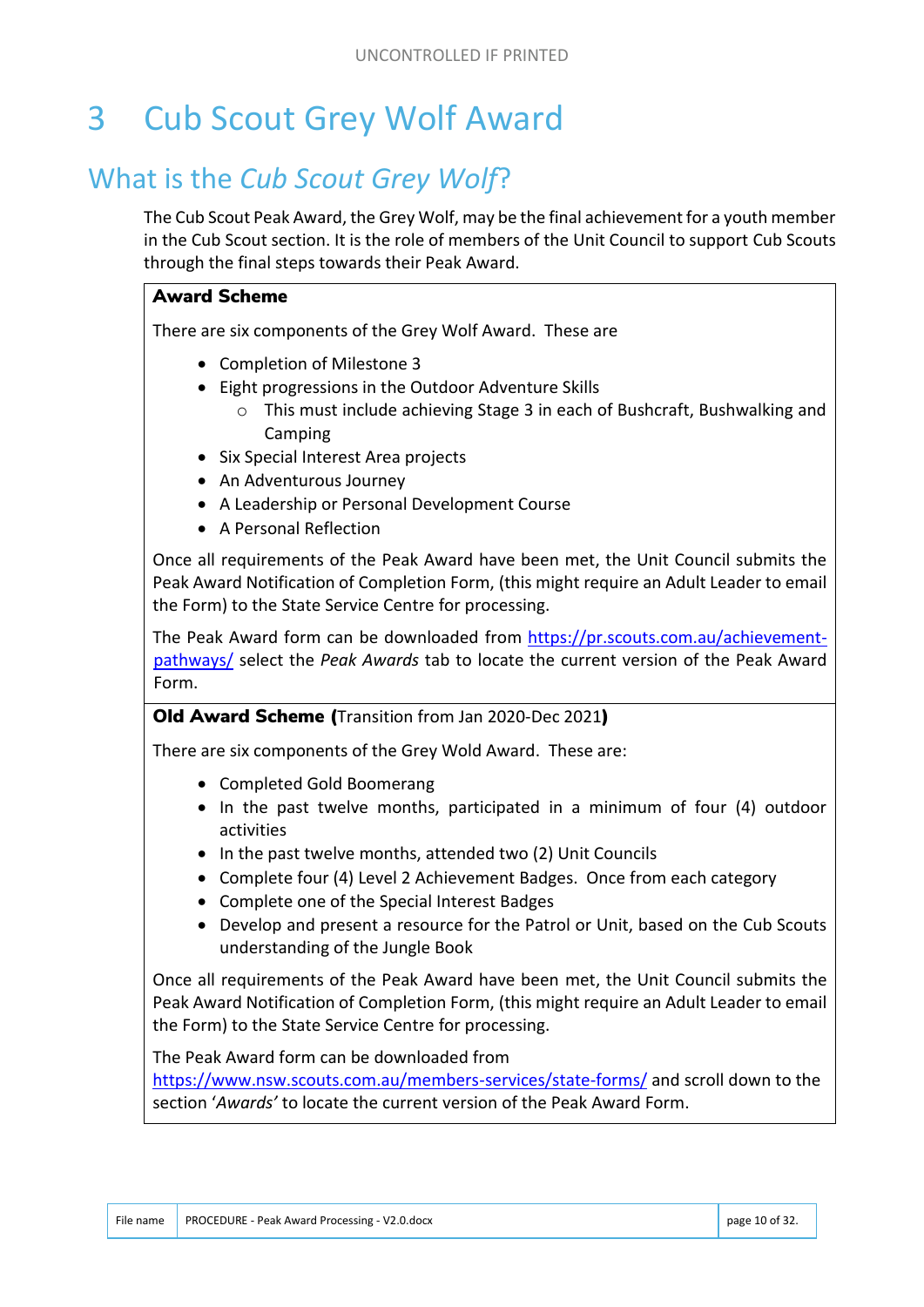# 3 Cub Scout Grey Wolf Award

## What is the *Cub Scout Grey Wolf*?

The Cub Scout Peak Award, the Grey Wolf, may be the final achievement for a youth member in the Cub Scout section. It is the role of members of the Unit Council to support Cub Scouts through the final steps towards their Peak Award.

**Award Scheme**

There are six components of the Grey Wolf Award. These are

- Completion of Milestone 3
- Eight progressions in the Outdoor Adventure Skills
  - This must include achieving Stage 3 in each of Bushcraft, Bushwalking and Camping
- Six Special Interest Area projects
- An Adventurous Journey
- A Leadership or Personal Development Course
- A Personal Reflection

Once all requirements of the Peak Award have been met, the Unit Council submits the Peak Award Notification of Completion Form, (this might require an Adult Leader to email the Form) to the State Service Centre for processing.

The Peak Award form can be downloaded from https://pr.scouts.com.au/achievement-pathways/ select the *Peak Awards* tab to locate the current version of the Peak Award Form.

**Old Award Scheme (**Transition from Jan 2020-Dec 2021**)**

There are six components of the Grey Wold Award. These are:

- Completed Gold Boomerang
- In the past twelve months, participated in a minimum of four (4) outdoor activities
- In the past twelve months, attended two (2) Unit Councils
- Complete four (4) Level 2 Achievement Badges. Once from each category
- Complete one of the Special Interest Badges
- Develop and present a resource for the Patrol or Unit, based on the Cub Scouts understanding of the Jungle Book

Once all requirements of the Peak Award have been met, the Unit Council submits the Peak Award Notification of Completion Form, (this might require an Adult Leader to email the Form) to the State Service Centre for processing.

The Peak Award form can be downloaded from https://www.nsw.scouts.com.au/members-services/state-forms/ and scroll down to the section '*Awards*' to locate the current version of the Peak Award Form.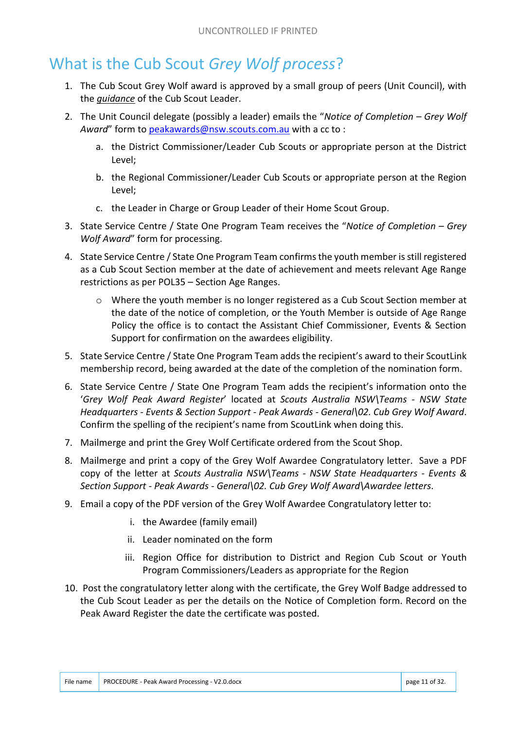# What is the Cub Scout *Grey Wolf process*?

1. The Cub Scout Grey Wolf award is approved by a small group of peers (Unit Council), with the ***guidance*** of the Cub Scout Leader.
2. The Unit Council delegate (possibly a leader) emails the "*Notice of Completion – Grey Wolf Award*" form to peakawards@nsw.scouts.com.au with a cc to :
   a. the District Commissioner/Leader Cub Scouts or appropriate person at the District Level;
   b. the Regional Commissioner/Leader Cub Scouts or appropriate person at the Region Level;
   c. the Leader in Charge or Group Leader of their Home Scout Group.
3. State Service Centre / State One Program Team receives the "*Notice of Completion – Grey Wolf Award*" form for processing.
4. State Service Centre / State One Program Team confirms the youth member is still registered as a Cub Scout Section member at the date of achievement and meets relevant Age Range restrictions as per POL35 – Section Age Ranges.
   - Where the youth member is no longer registered as a Cub Scout Section member at the date of the notice of completion, or the Youth Member is outside of Age Range Policy the office is to contact the Assistant Chief Commissioner, Events & Section Support for confirmation on the awardees eligibility.
5. State Service Centre / State One Program Team adds the recipient's award to their ScoutLink membership record, being awarded at the date of the completion of the nomination form.
6. State Service Centre / State One Program Team adds the recipient's information onto the '*Grey Wolf Peak Award Register*' located at *Scouts Australia NSW\Teams - NSW State Headquarters - Events & Section Support - Peak Awards - General\02. Cub Grey Wolf Award*. Confirm the spelling of the recipient's name from ScoutLink when doing this.
7. Mailmerge and print the Grey Wolf Certificate ordered from the Scout Shop.
8. Mailmerge and print a copy of the Grey Wolf Awardee Congratulatory letter. Save a PDF copy of the letter at *Scouts Australia NSW\Teams - NSW State Headquarters - Events & Section Support - Peak Awards - General\02. Cub Grey Wolf Award\Awardee letters*.
9. Email a copy of the PDF version of the Grey Wolf Awardee Congratulatory letter to:
   i. the Awardee (family email)
   ii. Leader nominated on the form
   iii. Region Office for distribution to District and Region Cub Scout or Youth Program Commissioners/Leaders as appropriate for the Region
10. Post the congratulatory letter along with the certificate, the Grey Wolf Badge addressed to the Cub Scout Leader as per the details on the Notice of Completion form. Record on the Peak Award Register the date the certificate was posted.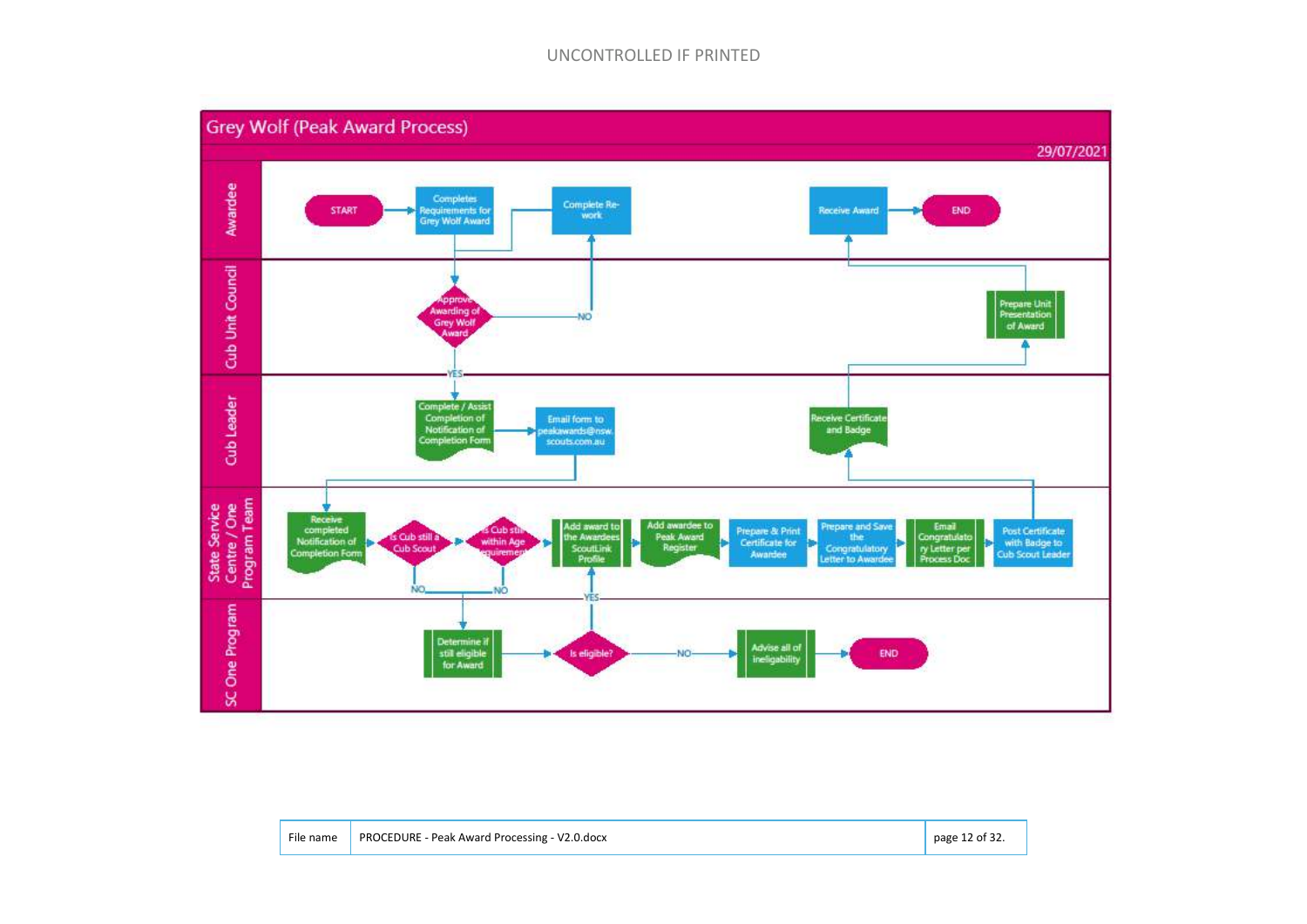# Grey Wolf (Peak Award Process)

29/07/2021

**Awardee**
- START → Completes Requirements for Grey Wolf Award
- Complete Re-work
- Receive Award → END

**Cub Unit Council**
- Approve Awarding of Grey Wolf Award (NO → Complete Re-work; YES → Cub Leader)
- Prepare Unit Presentation of Award

**Cub Leader**
- Complete / Assist Completion of Notification of Completion Form → Email form to peakawards@nsw.scouts.com.au
- Receive Certificate and Badge

**State Service Centre / One Program Team**
- Receive completed Notification of Completion Form → Is Cub still a Cub Scout → Is Cub still within Age requirement → Add award to the Awardees ScoutLink Profile → Add awardee to Peak Award Register → Prepare & Print Certificate for Awardee → Prepare and Save the Congratulatory Letter to Awardee → Email Congratulatory Letter per Process Doc → Post Certificate with Badge to Cub Scout Leader

**SC One Program**
- Determine if still eligible for Award → Is eligible? (YES → Add award to the Awardees ScoutLink Profile; NO → Advise all of ineligability → END)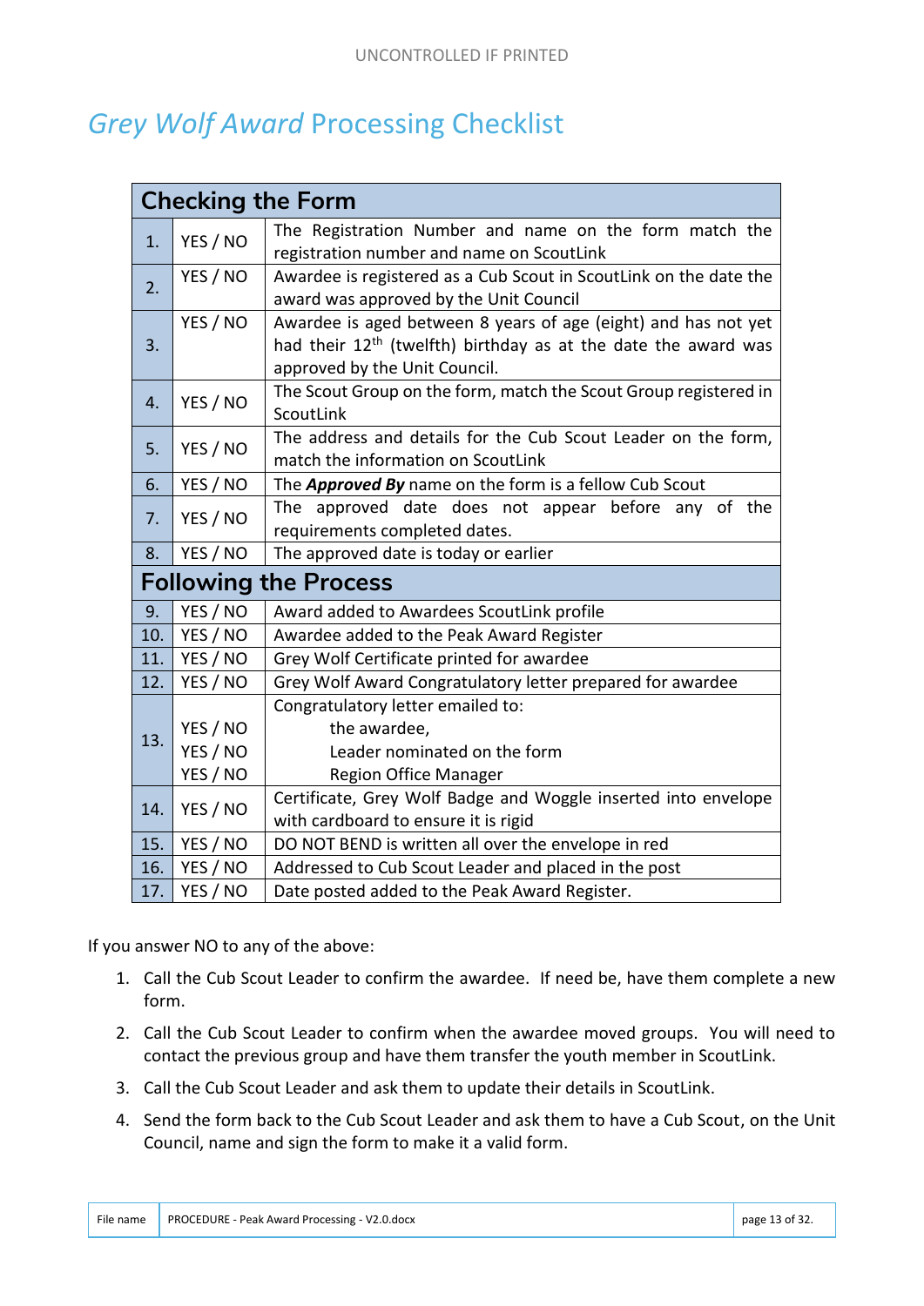# *Grey Wolf Award* Processing Checklist

| Checking the Form | | |
|---|---|---|
| 1. | YES / NO | The Registration Number and name on the form match the registration number and name on ScoutLink |
| 2. | YES / NO | Awardee is registered as a Cub Scout in ScoutLink on the date the award was approved by the Unit Council |
| 3. | YES / NO | Awardee is aged between 8 years of age (eight) and has not yet had their 12th (twelfth) birthday as at the date the award was approved by the Unit Council. |
| 4. | YES / NO | The Scout Group on the form, match the Scout Group registered in ScoutLink |
| 5. | YES / NO | The address and details for the Cub Scout Leader on the form, match the information on ScoutLink |
| 6. | YES / NO | The ***Approved By*** name on the form is a fellow Cub Scout |
| 7. | YES / NO | The approved date does not appear before any of the requirements completed dates. |
| 8. | YES / NO | The approved date is today or earlier |
| **Following the Process** | | |
| 9. | YES / NO | Award added to Awardees ScoutLink profile |
| 10. | YES / NO | Awardee added to the Peak Award Register |
| 11. | YES / NO | Grey Wolf Certificate printed for awardee |
| 12. | YES / NO | Grey Wolf Award Congratulatory letter prepared for awardee |
| 13. | YES / NO<br>YES / NO<br>YES / NO | Congratulatory letter emailed to:<br>the awardee,<br>Leader nominated on the form<br>Region Office Manager |
| 14. | YES / NO | Certificate, Grey Wolf Badge and Woggle inserted into envelope with cardboard to ensure it is rigid |
| 15. | YES / NO | DO NOT BEND is written all over the envelope in red |
| 16. | YES / NO | Addressed to Cub Scout Leader and placed in the post |
| 17. | YES / NO | Date posted added to the Peak Award Register. |

If you answer NO to any of the above:

1. Call the Cub Scout Leader to confirm the awardee. If need be, have them complete a new form.
2. Call the Cub Scout Leader to confirm when the awardee moved groups. You will need to contact the previous group and have them transfer the youth member in ScoutLink.
3. Call the Cub Scout Leader and ask them to update their details in ScoutLink.
4. Send the form back to the Cub Scout Leader and ask them to have a Cub Scout, on the Unit Council, name and sign the form to make it a valid form.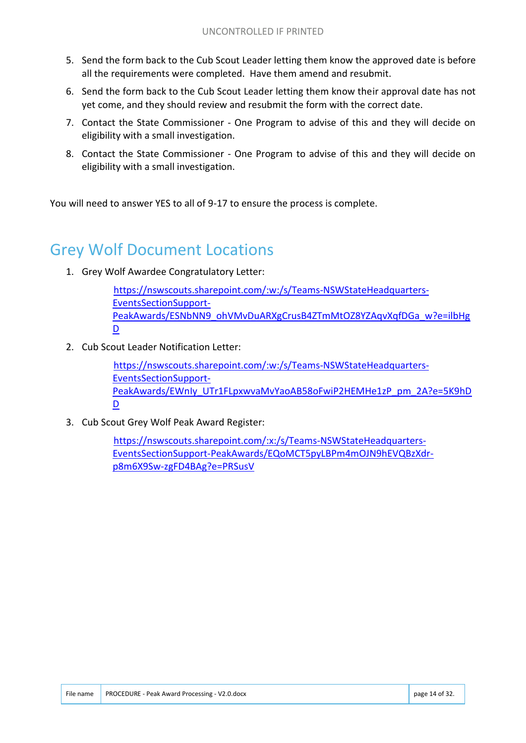5. Send the form back to the Cub Scout Leader letting them know the approved date is before all the requirements were completed. Have them amend and resubmit.
6. Send the form back to the Cub Scout Leader letting them know their approval date has not yet come, and they should review and resubmit the form with the correct date.
7. Contact the State Commissioner - One Program to advise of this and they will decide on eligibility with a small investigation.
8. Contact the State Commissioner - One Program to advise of this and they will decide on eligibility with a small investigation.

You will need to answer YES to all of 9-17 to ensure the process is complete.

# Grey Wolf Document Locations

1. Grey Wolf Awardee Congratulatory Letter:

   https://nswscouts.sharepoint.com/:w:/s/Teams-NSWStateHeadquarters-EventsSectionSupport-PeakAwards/ESNbNN9_ohVMvDuARXgCrusB4ZTmMtOZ8YZAqvXqfDGa_w?e=ilbHgD

2. Cub Scout Leader Notification Letter:

   https://nswscouts.sharepoint.com/:w:/s/Teams-NSWStateHeadquarters-EventsSectionSupport-PeakAwards/EWnly_UTr1FLpxwvaMvYaoAB58oFwiP2HEMHe1zP_pm_2A?e=5K9hDD

3. Cub Scout Grey Wolf Peak Award Register:

   https://nswscouts.sharepoint.com/:x:/s/Teams-NSWStateHeadquarters-EventsSectionSupport-PeakAwards/EQoMCT5pyLBPm4mOJN9hEVQBzXdr-p8m6X9Sw-zgFD4BAg?e=PRSusV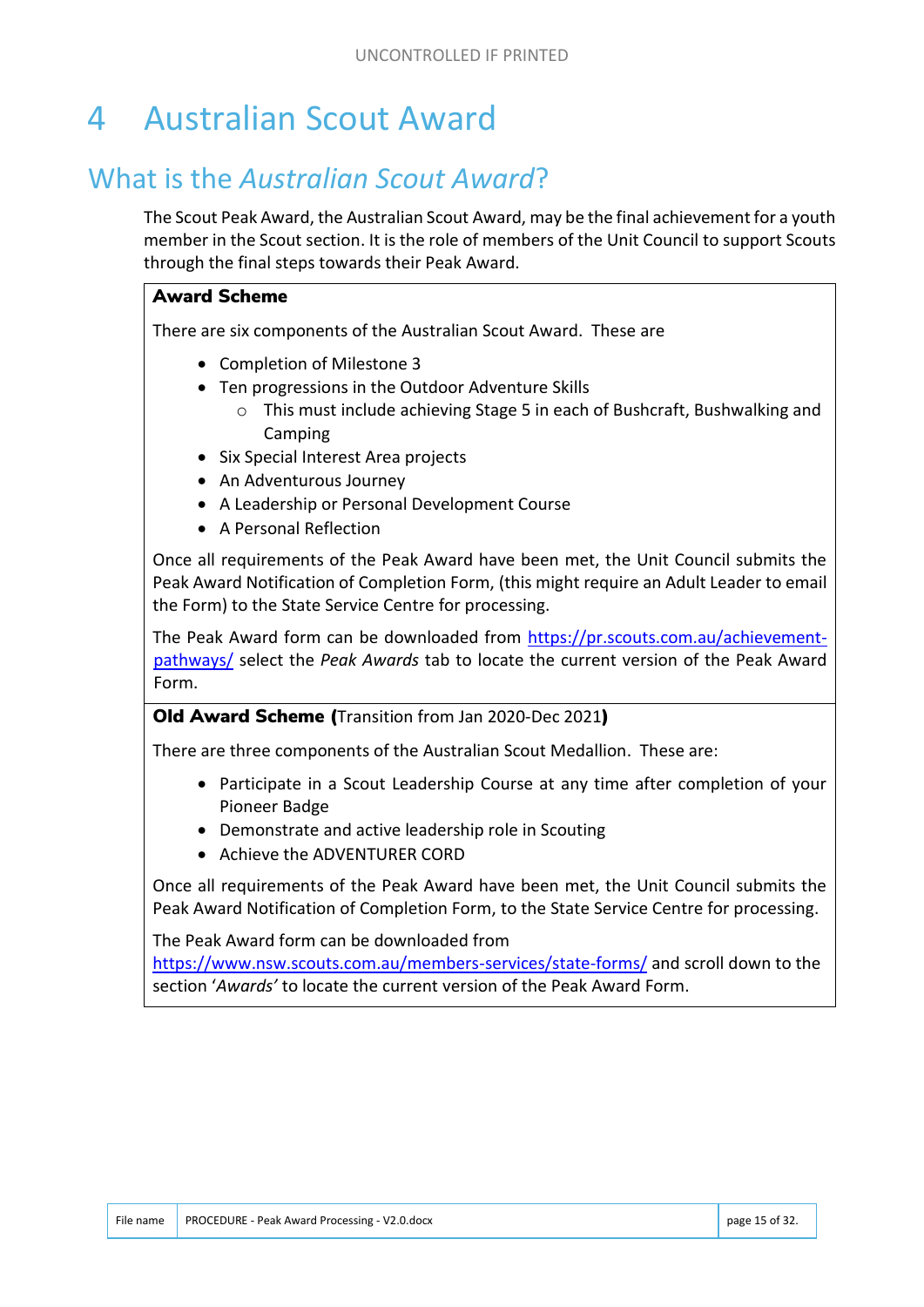# 4 Australian Scout Award

## What is the *Australian Scout Award*?

The Scout Peak Award, the Australian Scout Award, may be the final achievement for a youth member in the Scout section. It is the role of members of the Unit Council to support Scouts through the final steps towards their Peak Award.

**Award Scheme**

There are six components of the Australian Scout Award. These are

- Completion of Milestone 3
- Ten progressions in the Outdoor Adventure Skills
  - This must include achieving Stage 5 in each of Bushcraft, Bushwalking and Camping
- Six Special Interest Area projects
- An Adventurous Journey
- A Leadership or Personal Development Course
- A Personal Reflection

Once all requirements of the Peak Award have been met, the Unit Council submits the Peak Award Notification of Completion Form, (this might require an Adult Leader to email the Form) to the State Service Centre for processing.

The Peak Award form can be downloaded from https://pr.scouts.com.au/achievement-pathways/ select the *Peak Awards* tab to locate the current version of the Peak Award Form.

**Old Award Scheme (**Transition from Jan 2020-Dec 2021**)**

There are three components of the Australian Scout Medallion. These are:

- Participate in a Scout Leadership Course at any time after completion of your Pioneer Badge
- Demonstrate and active leadership role in Scouting
- Achieve the ADVENTURER CORD

Once all requirements of the Peak Award have been met, the Unit Council submits the Peak Award Notification of Completion Form, to the State Service Centre for processing.

The Peak Award form can be downloaded from https://www.nsw.scouts.com.au/members-services/state-forms/ and scroll down to the section '*Awards'* to locate the current version of the Peak Award Form.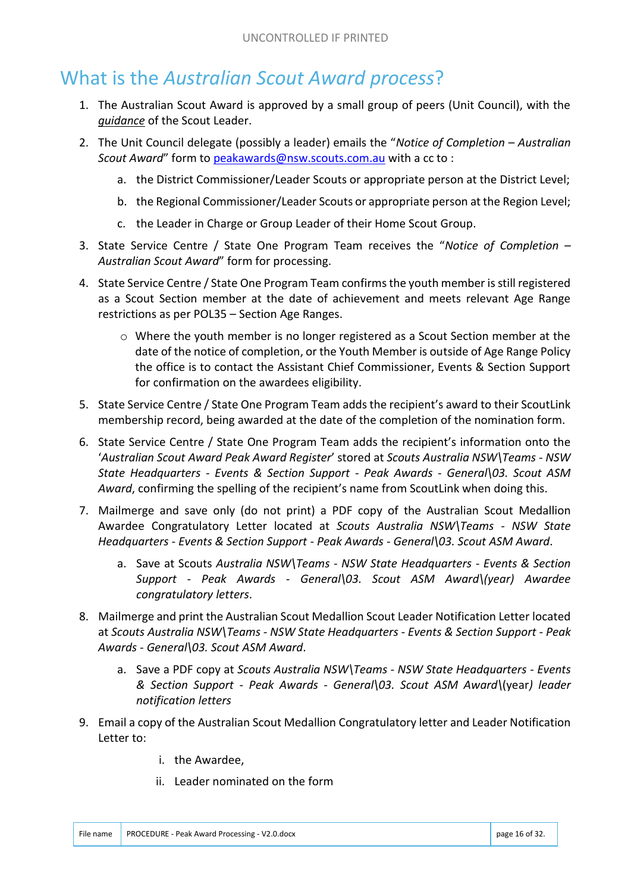# What is the *Australian Scout Award process*?

1. The Australian Scout Award is approved by a small group of peers (Unit Council), with the ***guidance*** of the Scout Leader.
2. The Unit Council delegate (possibly a leader) emails the "*Notice of Completion – Australian Scout Award*" form to peakawards@nsw.scouts.com.au with a cc to :
   a. the District Commissioner/Leader Scouts or appropriate person at the District Level;
   b. the Regional Commissioner/Leader Scouts or appropriate person at the Region Level;
   c. the Leader in Charge or Group Leader of their Home Scout Group.
3. State Service Centre / State One Program Team receives the "*Notice of Completion – Australian Scout Award*" form for processing.
4. State Service Centre / State One Program Team confirms the youth member is still registered as a Scout Section member at the date of achievement and meets relevant Age Range restrictions as per POL35 – Section Age Ranges.
   - Where the youth member is no longer registered as a Scout Section member at the date of the notice of completion, or the Youth Member is outside of Age Range Policy the office is to contact the Assistant Chief Commissioner, Events & Section Support for confirmation on the awardees eligibility.
5. State Service Centre / State One Program Team adds the recipient's award to their ScoutLink membership record, being awarded at the date of the completion of the nomination form.
6. State Service Centre / State One Program Team adds the recipient's information onto the '*Australian Scout Award Peak Award Register*' stored at *Scouts Australia NSW\Teams - NSW State Headquarters - Events & Section Support - Peak Awards - General\03. Scout ASM Award*, confirming the spelling of the recipient's name from ScoutLink when doing this.
7. Mailmerge and save only (do not print) a PDF copy of the Australian Scout Medallion Awardee Congratulatory Letter located at *Scouts Australia NSW\Teams - NSW State Headquarters - Events & Section Support - Peak Awards - General\03. Scout ASM Award*.
   a. Save at Scouts *Australia NSW\Teams - NSW State Headquarters - Events & Section Support - Peak Awards - General\03. Scout ASM Award\(year) Awardee congratulatory letters*.
8. Mailmerge and print the Australian Scout Medallion Scout Leader Notification Letter located at *Scouts Australia NSW\Teams - NSW State Headquarters - Events & Section Support - Peak Awards - General\03. Scout ASM Award*.
   a. Save a PDF copy at *Scouts Australia NSW\Teams - NSW State Headquarters - Events & Section Support - Peak Awards - General\03. Scout ASM Award*\(year*) leader notification letters*
9. Email a copy of the Australian Scout Medallion Congratulatory letter and Leader Notification Letter to:
   i. the Awardee,
   ii. Leader nominated on the form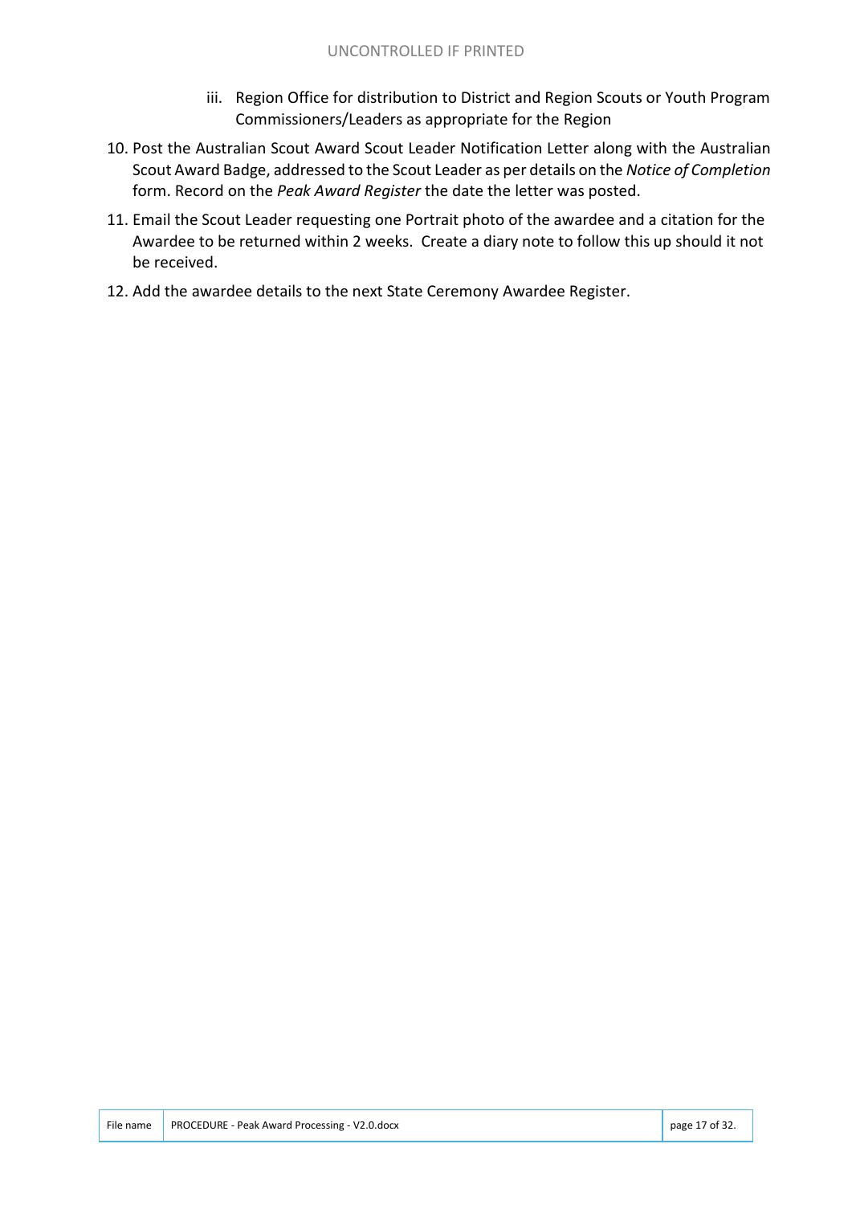iii. Region Office for distribution to District and Region Scouts or Youth Program Commissioners/Leaders as appropriate for the Region

10. Post the Australian Scout Award Scout Leader Notification Letter along with the Australian Scout Award Badge, addressed to the Scout Leader as per details on the *Notice of Completion* form. Record on the *Peak Award Register* the date the letter was posted.
11. Email the Scout Leader requesting one Portrait photo of the awardee and a citation for the Awardee to be returned within 2 weeks. Create a diary note to follow this up should it not be received.
12. Add the awardee details to the next State Ceremony Awardee Register.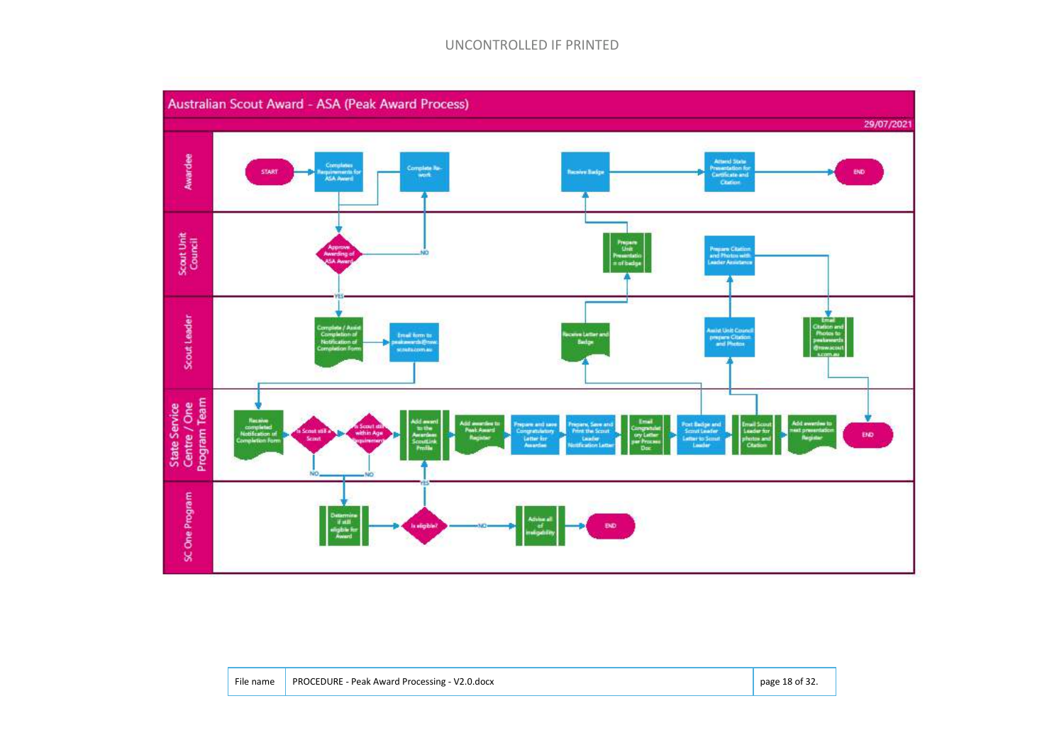# Australian Scout Award - ASA (Peak Award Process)

29/07/2021

**Awardee**

- START
- Completes Requirements for ASA Award
- Complete Re-work
- Receive Badge
- Attend State Presentation for Certificate and Citation
- END

**Scout Unit Council**

- Approve Awarding of ASA Award (NO → Complete Re-work; YES → Scout Leader)
- Prepare Unit Presentation of badge
- Prepare Citation and Photos with Leader Assistance

**Scout Leader**

- Complete / Assist Completion of Notification of Completion Form
- Email form to peakawards@nsw.scouts.com.au
- Receive Letter and Badge
- Assist Unit Council prepare Citation and Photos
- Email Citation and Photos to peakawards@nsw.scouts.com.au

**State Service Centre / One Program Team**

- Receive completed Notification of Completion Form
- Is Scout still a Scout (NO → SC One Program)
- Is Scout still within Age Requirements (NO → SC One Program)
- Add award to the Awardees ScoutLink Profile
- Add awardee to Peak Award Register
- Prepare and save Congratulatory Letter for Awardee
- Prepare, Save and Print the Scout Leader Notification Letter
- Email Congratulatory Letter per Process Doc
- Post Badge and Scout Leader Letter to Scout Leader
- Email Scout Leader for photos and Citation
- Add awardee to next presentation Register
- END

**SC One Program**

- Determine if still eligible for Award
- Is eligible? (YES → Add award to the Awardees ScoutLink Profile; NO → Advise all of ineligibility)
- Advise all of ineligibility
- END

| File name | PROCEDURE - Peak Award Processing - V2.0.docx |
|---|---|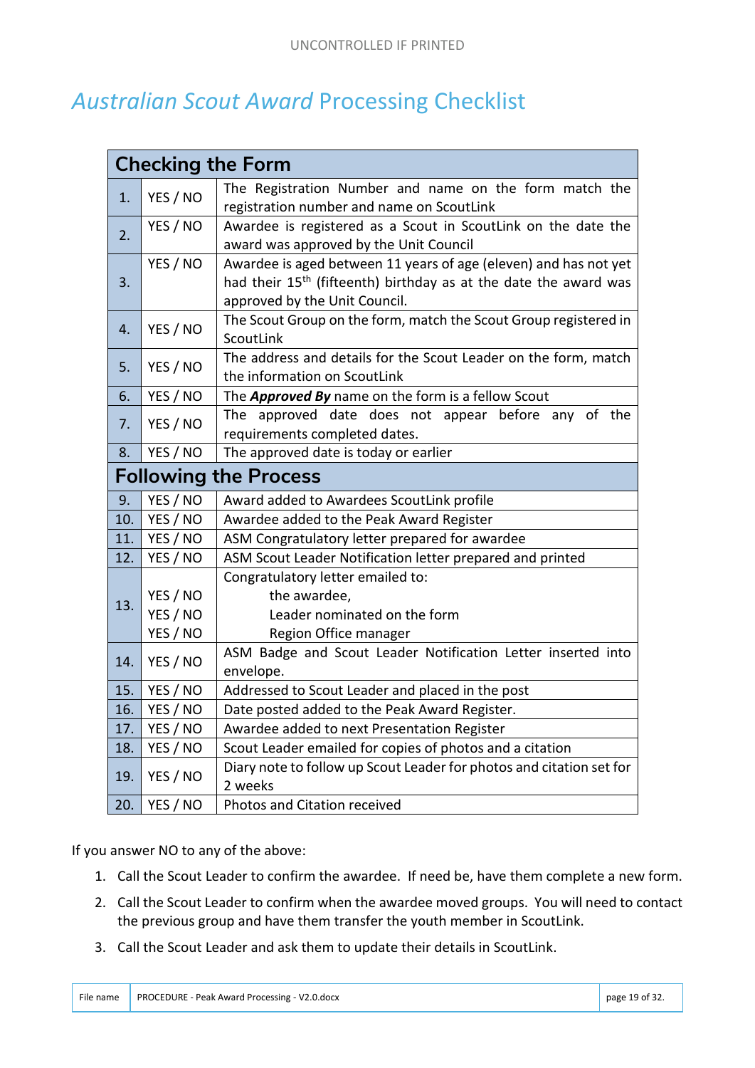# *Australian Scout Award* Processing Checklist

| Checking the Form | | |
|---|---|---|
| 1. | YES / NO | The Registration Number and name on the form match the registration number and name on ScoutLink |
| 2. | YES / NO | Awardee is registered as a Scout in ScoutLink on the date the award was approved by the Unit Council |
| 3. | YES / NO | Awardee is aged between 11 years of age (eleven) and has not yet had their 15th (fifteenth) birthday as at the date the award was approved by the Unit Council. |
| 4. | YES / NO | The Scout Group on the form, match the Scout Group registered in ScoutLink |
| 5. | YES / NO | The address and details for the Scout Leader on the form, match the information on ScoutLink |
| 6. | YES / NO | The ***Approved By*** name on the form is a fellow Scout |
| 7. | YES / NO | The approved date does not appear before any of the requirements completed dates. |
| 8. | YES / NO | The approved date is today or earlier |
| **Following the Process** | | |
| 9. | YES / NO | Award added to Awardees ScoutLink profile |
| 10. | YES / NO | Awardee added to the Peak Award Register |
| 11. | YES / NO | ASM Congratulatory letter prepared for awardee |
| 12. | YES / NO | ASM Scout Leader Notification letter prepared and printed |
| 13. | | Congratulatory letter emailed to: |
| | YES / NO | the awardee, |
| | YES / NO | Leader nominated on the form |
| | YES / NO | Region Office manager |
| 14. | YES / NO | ASM Badge and Scout Leader Notification Letter inserted into envelope. |
| 15. | YES / NO | Addressed to Scout Leader and placed in the post |
| 16. | YES / NO | Date posted added to the Peak Award Register. |
| 17. | YES / NO | Awardee added to next Presentation Register |
| 18. | YES / NO | Scout Leader emailed for copies of photos and a citation |
| 19. | YES / NO | Diary note to follow up Scout Leader for photos and citation set for 2 weeks |
| 20. | YES / NO | Photos and Citation received |

If you answer NO to any of the above:

1. Call the Scout Leader to confirm the awardee. If need be, have them complete a new form.
2. Call the Scout Leader to confirm when the awardee moved groups. You will need to contact the previous group and have them transfer the youth member in ScoutLink.
3. Call the Scout Leader and ask them to update their details in ScoutLink.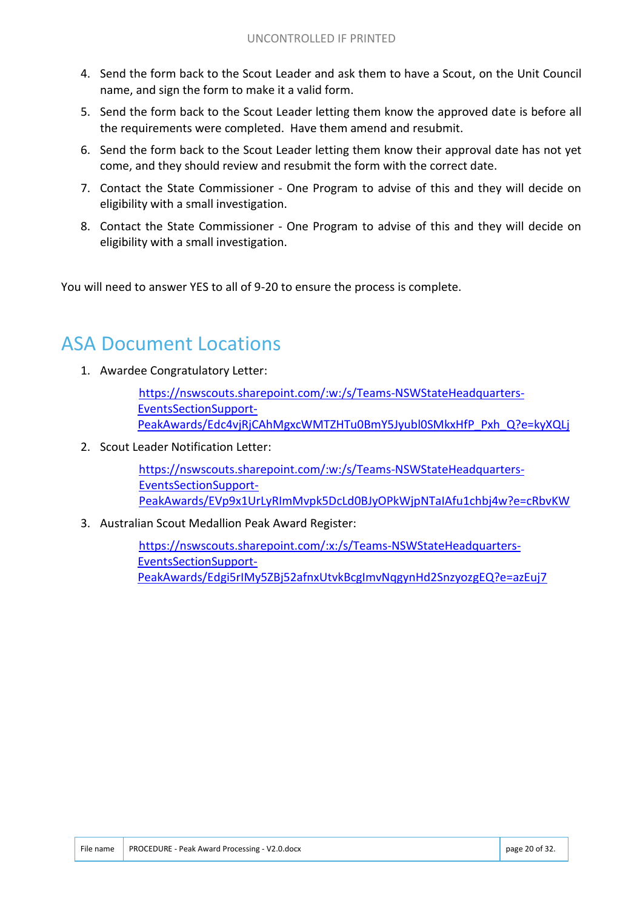4. Send the form back to the Scout Leader and ask them to have a Scout, on the Unit Council name, and sign the form to make it a valid form.
5. Send the form back to the Scout Leader letting them know the approved date is before all the requirements were completed. Have them amend and resubmit.
6. Send the form back to the Scout Leader letting them know their approval date has not yet come, and they should review and resubmit the form with the correct date.
7. Contact the State Commissioner - One Program to advise of this and they will decide on eligibility with a small investigation.
8. Contact the State Commissioner - One Program to advise of this and they will decide on eligibility with a small investigation.

You will need to answer YES to all of 9-20 to ensure the process is complete.

## ASA Document Locations

1. Awardee Congratulatory Letter:

   https://nswscouts.sharepoint.com/:w:/s/Teams-NSWStateHeadquarters-EventsSectionSupport-PeakAwards/Edc4vjRjCAhMgxcWMTZHTu0BmY5Jyubl0SMkxHfP_Pxh_Q?e=kyXQLj

2. Scout Leader Notification Letter:

   https://nswscouts.sharepoint.com/:w:/s/Teams-NSWStateHeadquarters-EventsSectionSupport-PeakAwards/EVp9x1UrLyRImMvpk5DcLd0BJyOPkWjpNTaIAfu1chbj4w?e=cRbvKW

3. Australian Scout Medallion Peak Award Register:

   https://nswscouts.sharepoint.com/:x:/s/Teams-NSWStateHeadquarters-EventsSectionSupport-PeakAwards/Edgi5rIMy5ZBj52afnxUtvkBcgImvNqgynHd2SnzyozgEQ?e=azEuj7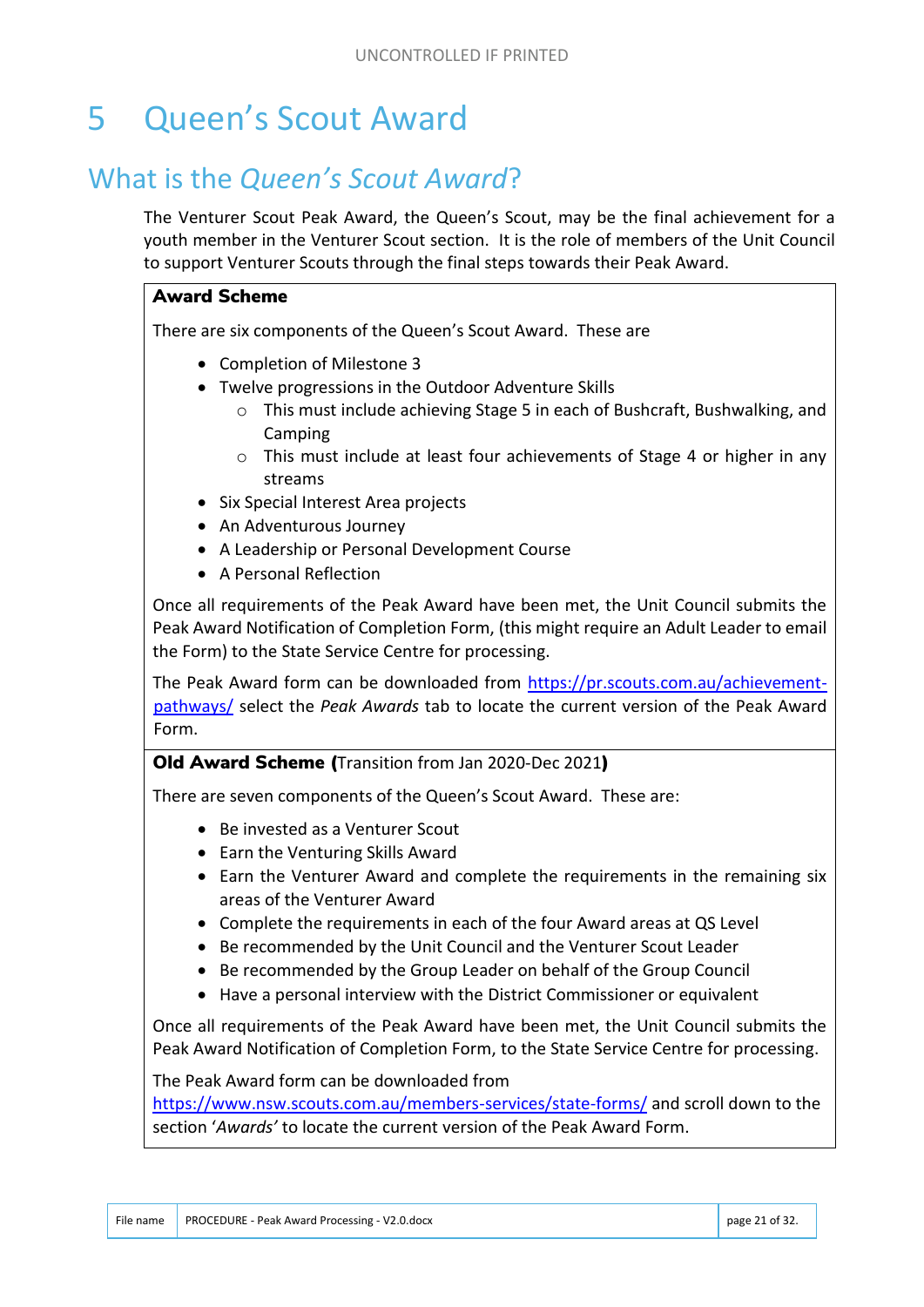# 5 Queen's Scout Award

## What is the *Queen's Scout Award*?

The Venturer Scout Peak Award, the Queen's Scout, may be the final achievement for a youth member in the Venturer Scout section. It is the role of members of the Unit Council to support Venturer Scouts through the final steps towards their Peak Award.

**Award Scheme**

There are six components of the Queen's Scout Award. These are

- Completion of Milestone 3
- Twelve progressions in the Outdoor Adventure Skills
  - This must include achieving Stage 5 in each of Bushcraft, Bushwalking, and Camping
  - This must include at least four achievements of Stage 4 or higher in any streams
- Six Special Interest Area projects
- An Adventurous Journey
- A Leadership or Personal Development Course
- A Personal Reflection

Once all requirements of the Peak Award have been met, the Unit Council submits the Peak Award Notification of Completion Form, (this might require an Adult Leader to email the Form) to the State Service Centre for processing.

The Peak Award form can be downloaded from https://pr.scouts.com.au/achievement-pathways/ select the *Peak Awards* tab to locate the current version of the Peak Award Form.

**Old Award Scheme (**Transition from Jan 2020-Dec 2021**)**

There are seven components of the Queen's Scout Award. These are:

- Be invested as a Venturer Scout
- Earn the Venturing Skills Award
- Earn the Venturer Award and complete the requirements in the remaining six areas of the Venturer Award
- Complete the requirements in each of the four Award areas at QS Level
- Be recommended by the Unit Council and the Venturer Scout Leader
- Be recommended by the Group Leader on behalf of the Group Council
- Have a personal interview with the District Commissioner or equivalent

Once all requirements of the Peak Award have been met, the Unit Council submits the Peak Award Notification of Completion Form, to the State Service Centre for processing.

The Peak Award form can be downloaded from https://www.nsw.scouts.com.au/members-services/state-forms/ and scroll down to the section '*Awards*' to locate the current version of the Peak Award Form.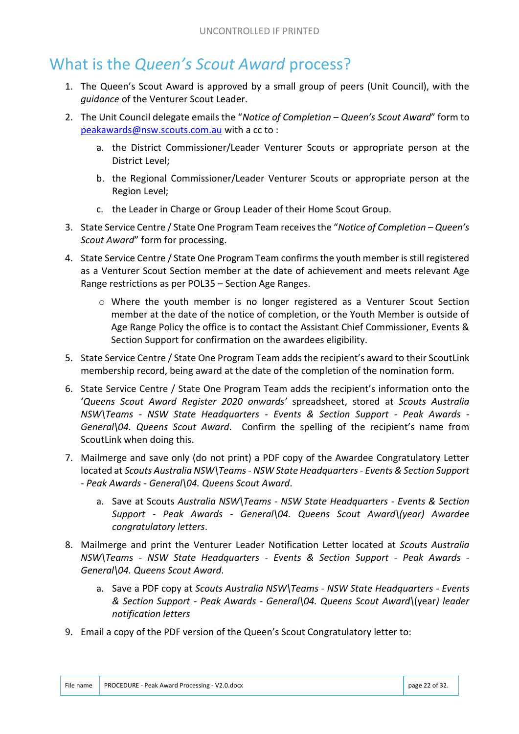# What is the *Queen's Scout Award* process?

1. The Queen's Scout Award is approved by a small group of peers (Unit Council), with the ***guidance*** of the Venturer Scout Leader.
2. The Unit Council delegate emails the "*Notice of Completion – Queen's Scout Award*" form to peakawards@nsw.scouts.com.au with a cc to :
    a. the District Commissioner/Leader Venturer Scouts or appropriate person at the District Level;
    b. the Regional Commissioner/Leader Venturer Scouts or appropriate person at the Region Level;
    c. the Leader in Charge or Group Leader of their Home Scout Group.
3. State Service Centre / State One Program Team receives the "*Notice of Completion – Queen's Scout Award*" form for processing.
4. State Service Centre / State One Program Team confirms the youth member is still registered as a Venturer Scout Section member at the date of achievement and meets relevant Age Range restrictions as per POL35 – Section Age Ranges.
    - Where the youth member is no longer registered as a Venturer Scout Section member at the date of the notice of completion, or the Youth Member is outside of Age Range Policy the office is to contact the Assistant Chief Commissioner, Events & Section Support for confirmation on the awardees eligibility.
5. State Service Centre / State One Program Team adds the recipient's award to their ScoutLink membership record, being award at the date of the completion of the nomination form.
6. State Service Centre / State One Program Team adds the recipient's information onto the '*Queens Scout Award Register 2020 onwards'* spreadsheet, stored at *Scouts Australia NSW\Teams - NSW State Headquarters - Events & Section Support - Peak Awards - General\04. Queens Scout Award*. Confirm the spelling of the recipient's name from ScoutLink when doing this.
7. Mailmerge and save only (do not print) a PDF copy of the Awardee Congratulatory Letter located at *Scouts Australia NSW\Teams - NSW State Headquarters - Events & Section Support - Peak Awards - General\04. Queens Scout Award*.
    a. Save at Scouts *Australia NSW\Teams - NSW State Headquarters - Events & Section Support - Peak Awards - General\04. Queens Scout Award\(year) Awardee congratulatory letters*.
8. Mailmerge and print the Venturer Leader Notification Letter located at *Scouts Australia NSW\Teams - NSW State Headquarters - Events & Section Support - Peak Awards - General\04. Queens Scout Award*.
    a. Save a PDF copy at *Scouts Australia NSW\Teams - NSW State Headquarters - Events & Section Support - Peak Awards - General\04. Queens Scout Award*\(year*) leader notification letters*
9. Email a copy of the PDF version of the Queen's Scout Congratulatory letter to: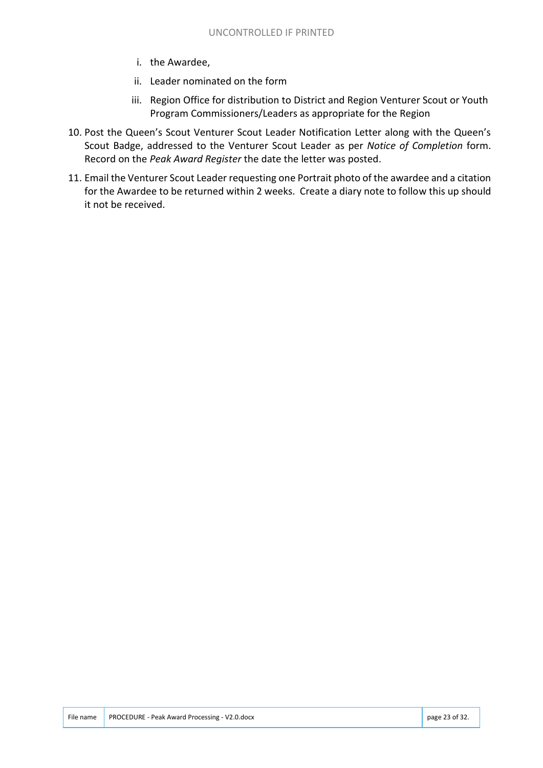i. the Awardee,
   ii. Leader nominated on the form
   iii. Region Office for distribution to District and Region Venturer Scout or Youth Program Commissioners/Leaders as appropriate for the Region

10. Post the Queen's Scout Venturer Scout Leader Notification Letter along with the Queen's Scout Badge, addressed to the Venturer Scout Leader as per *Notice of Completion* form. Record on the *Peak Award Register* the date the letter was posted.
11. Email the Venturer Scout Leader requesting one Portrait photo of the awardee and a citation for the Awardee to be returned within 2 weeks. Create a diary note to follow this up should it not be received.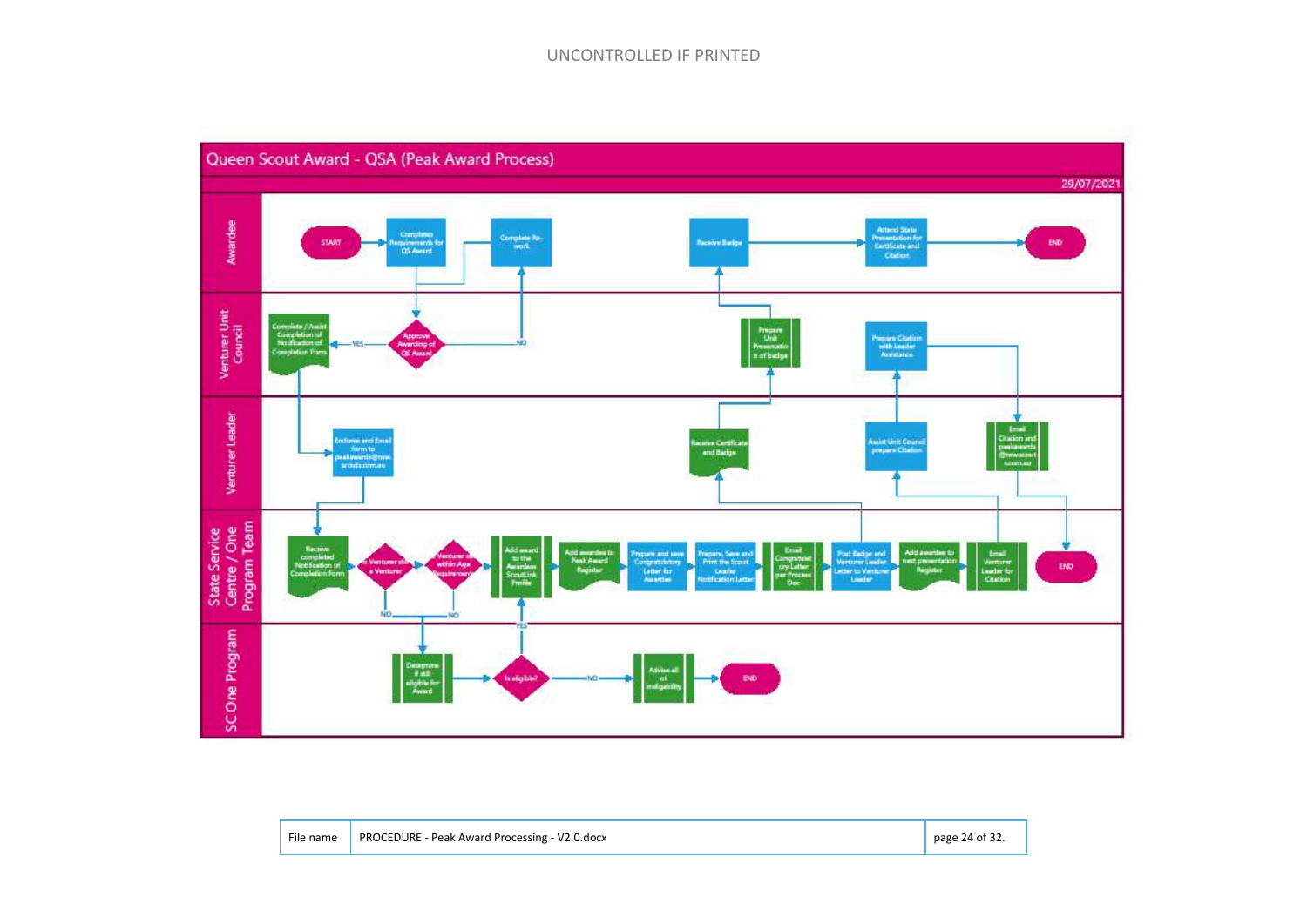# Queen Scout Award - QSA (Peak Award Process)

29/07/2021

**Awardee**
- START
- Completes Requirements for QS Award
- Complete Re-work
- Receive Badge
- Attend State Presentation for Certificate and Citation
- END

**Venturer Unit Council**
- Approve Awarding of QS Award (YES / NO)
- Complete / Assist Completion of Notification of Completion Form
- Prepare Unit Presentation of badge
- Prepare Citation with Leader Assistance

**Venturer Leader**
- Endorse and Email form to peakawards@nsw.scouts.com.au
- Receive Certificate and Badge
- Assist Unit Council prepare Citation
- Email Citation and peakawards @nsw.scout s.com.au

**State Service Centre / One Program Team**
- Receive completed Notification of Completion Form
- Is Venturer still a Venturer (NO)
- Venturer still within Age Requirement (NO)
- Add award to the Awardees ScoutLink Profile
- Add awardee to Peak Award Register
- Prepare and save Congratulatory Letter for Awardee
- Prepare, Save and Print the Scout Leader Notification Letter
- Email Congratulatory Letter per Process Doc
- Post Badge and Venturer Leader Letter to Venturer Leader
- Add awardee to next presentation Register
- Email Venturer Leader for Citation
- END

**SC One Program**
- Determine if still eligible for Award
- Is eligible? (YES / NO)
- Advise all of ineligibility
- END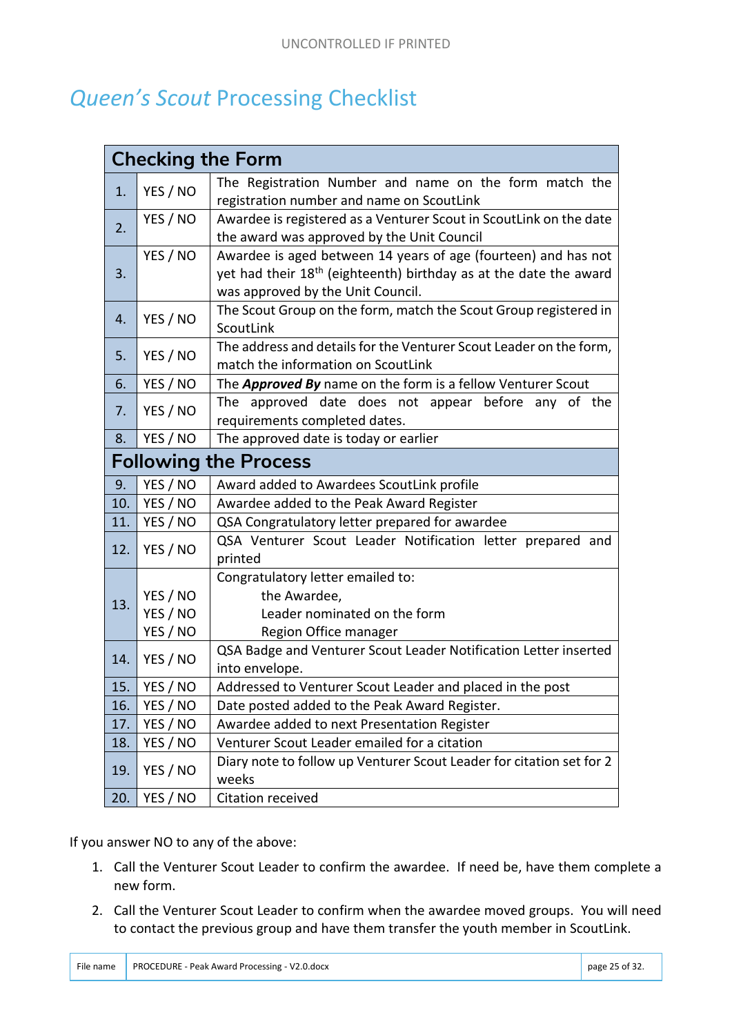# *Queen's Scout* Processing Checklist

| Checking the Form | | |
|---|---|---|
| 1. | YES / NO | The Registration Number and name on the form match the registration number and name on ScoutLink |
| 2. | YES / NO | Awardee is registered as a Venturer Scout in ScoutLink on the date the award was approved by the Unit Council |
| 3. | YES / NO | Awardee is aged between 14 years of age (fourteen) and has not yet had their 18th (eighteenth) birthday as at the date the award was approved by the Unit Council. |
| 4. | YES / NO | The Scout Group on the form, match the Scout Group registered in ScoutLink |
| 5. | YES / NO | The address and details for the Venturer Scout Leader on the form, match the information on ScoutLink |
| 6. | YES / NO | The ***Approved By*** name on the form is a fellow Venturer Scout |
| 7. | YES / NO | The approved date does not appear before any of the requirements completed dates. |
| 8. | YES / NO | The approved date is today or earlier |
| **Following the Process** | | |
| 9. | YES / NO | Award added to Awardees ScoutLink profile |
| 10. | YES / NO | Awardee added to the Peak Award Register |
| 11. | YES / NO | QSA Congratulatory letter prepared for awardee |
| 12. | YES / NO | QSA Venturer Scout Leader Notification letter prepared and printed |
| 13. | YES / NO<br>YES / NO<br>YES / NO | Congratulatory letter emailed to:<br>the Awardee,<br>Leader nominated on the form<br>Region Office manager |
| 14. | YES / NO | QSA Badge and Venturer Scout Leader Notification Letter inserted into envelope. |
| 15. | YES / NO | Addressed to Venturer Scout Leader and placed in the post |
| 16. | YES / NO | Date posted added to the Peak Award Register. |
| 17. | YES / NO | Awardee added to next Presentation Register |
| 18. | YES / NO | Venturer Scout Leader emailed for a citation |
| 19. | YES / NO | Diary note to follow up Venturer Scout Leader for citation set for 2 weeks |
| 20. | YES / NO | Citation received |

If you answer NO to any of the above:

1. Call the Venturer Scout Leader to confirm the awardee. If need be, have them complete a new form.
2. Call the Venturer Scout Leader to confirm when the awardee moved groups. You will need to contact the previous group and have them transfer the youth member in ScoutLink.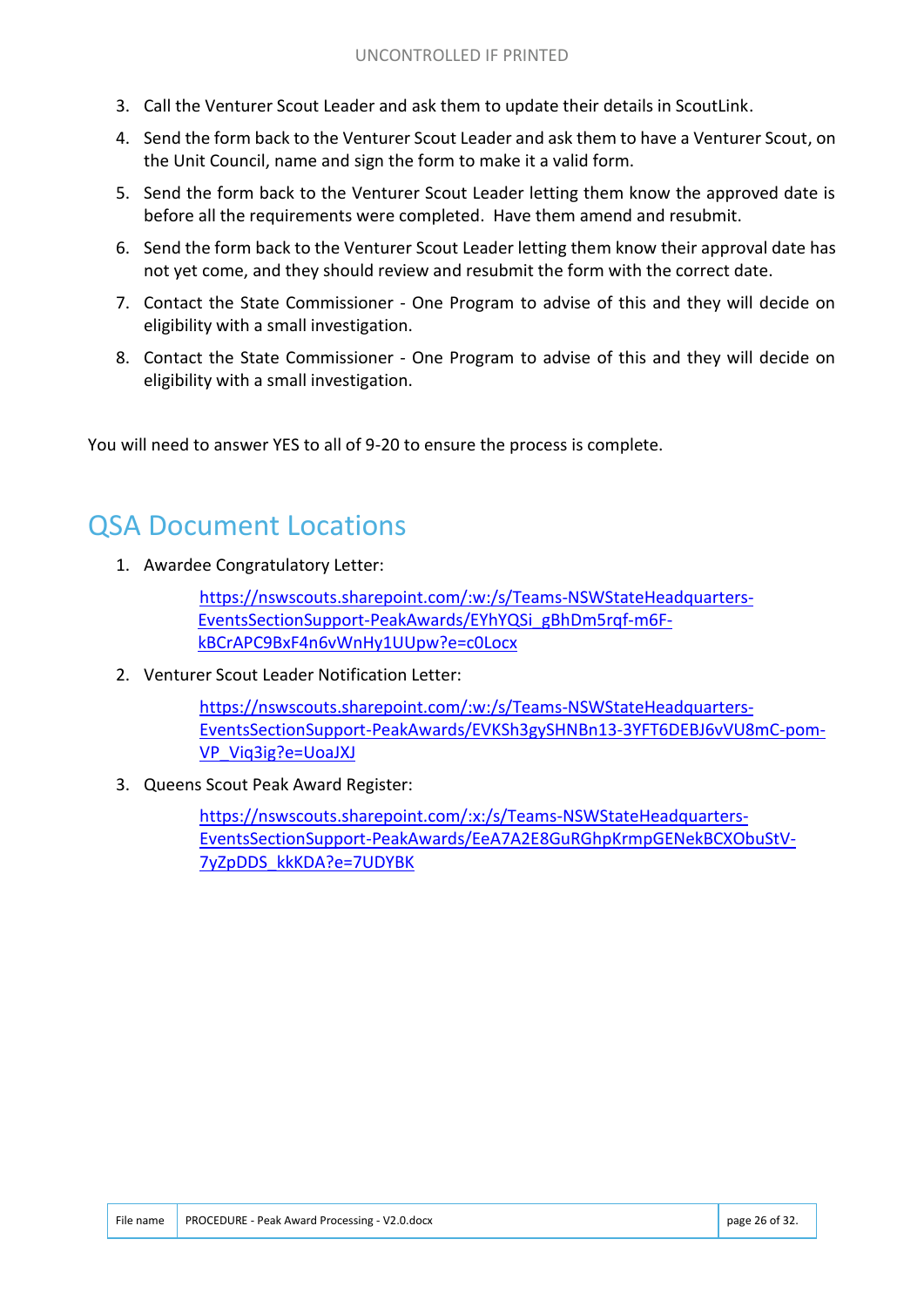3. Call the Venturer Scout Leader and ask them to update their details in ScoutLink.
4. Send the form back to the Venturer Scout Leader and ask them to have a Venturer Scout, on the Unit Council, name and sign the form to make it a valid form.
5. Send the form back to the Venturer Scout Leader letting them know the approved date is before all the requirements were completed. Have them amend and resubmit.
6. Send the form back to the Venturer Scout Leader letting them know their approval date has not yet come, and they should review and resubmit the form with the correct date.
7. Contact the State Commissioner - One Program to advise of this and they will decide on eligibility with a small investigation.
8. Contact the State Commissioner - One Program to advise of this and they will decide on eligibility with a small investigation.

You will need to answer YES to all of 9-20 to ensure the process is complete.

# QSA Document Locations

1. Awardee Congratulatory Letter:

   https://nswscouts.sharepoint.com/:w:/s/Teams-NSWStateHeadquarters-EventsSectionSupport-PeakAwards/EYhYQSi_gBhDm5rqf-m6F-kBCrAPC9BxF4n6vWnHy1UUpw?e=c0Locx

2. Venturer Scout Leader Notification Letter:

   https://nswscouts.sharepoint.com/:w:/s/Teams-NSWStateHeadquarters-EventsSectionSupport-PeakAwards/EVKSh3gySHNBn13-3YFT6DEBJ6vVU8mC-pom-VP_Viq3ig?e=UoaJXJ

3. Queens Scout Peak Award Register:

   https://nswscouts.sharepoint.com/:x:/s/Teams-NSWStateHeadquarters-EventsSectionSupport-PeakAwards/EeA7A2E8GuRGhpKrmpGENekBCXObuStV-7yZpDDS_kkKDA?e=7UDYBK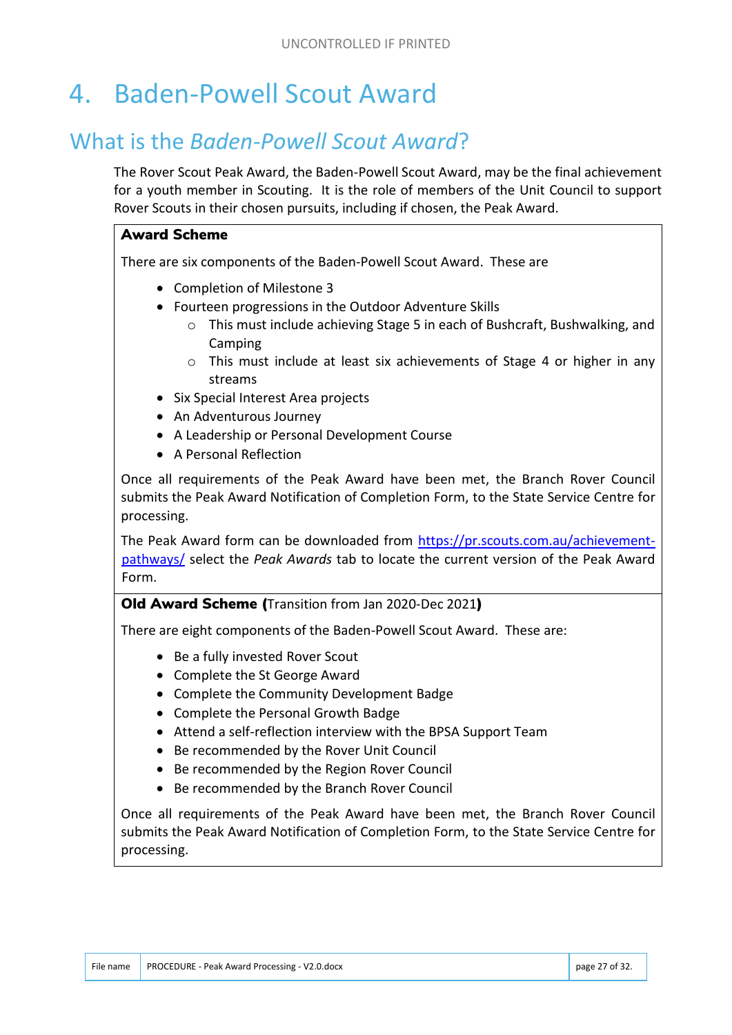# 4. Baden-Powell Scout Award

## What is the *Baden-Powell Scout Award*?

The Rover Scout Peak Award, the Baden-Powell Scout Award, may be the final achievement for a youth member in Scouting. It is the role of members of the Unit Council to support Rover Scouts in their chosen pursuits, including if chosen, the Peak Award.

**Award Scheme**

There are six components of the Baden-Powell Scout Award. These are

- Completion of Milestone 3
- Fourteen progressions in the Outdoor Adventure Skills
  - This must include achieving Stage 5 in each of Bushcraft, Bushwalking, and Camping
  - This must include at least six achievements of Stage 4 or higher in any streams
- Six Special Interest Area projects
- An Adventurous Journey
- A Leadership or Personal Development Course
- A Personal Reflection

Once all requirements of the Peak Award have been met, the Branch Rover Council submits the Peak Award Notification of Completion Form, to the State Service Centre for processing.

The Peak Award form can be downloaded from https://pr.scouts.com.au/achievement-pathways/ select the *Peak Awards* tab to locate the current version of the Peak Award Form.

**Old Award Scheme (**Transition from Jan 2020-Dec 2021**)**

There are eight components of the Baden-Powell Scout Award. These are:

- Be a fully invested Rover Scout
- Complete the St George Award
- Complete the Community Development Badge
- Complete the Personal Growth Badge
- Attend a self-reflection interview with the BPSA Support Team
- Be recommended by the Rover Unit Council
- Be recommended by the Region Rover Council
- Be recommended by the Branch Rover Council

Once all requirements of the Peak Award have been met, the Branch Rover Council submits the Peak Award Notification of Completion Form, to the State Service Centre for processing.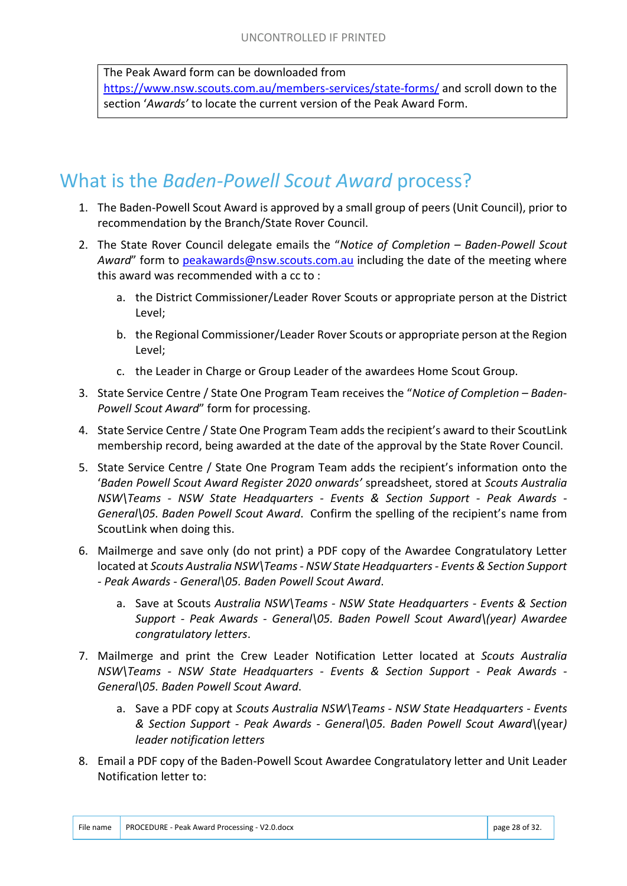The Peak Award form can be downloaded from https://www.nsw.scouts.com.au/members-services/state-forms/ and scroll down to the section '*Awards'* to locate the current version of the Peak Award Form.

# What is the *Baden-Powell Scout Award* process?

1. The Baden-Powell Scout Award is approved by a small group of peers (Unit Council), prior to recommendation by the Branch/State Rover Council.
2. The State Rover Council delegate emails the "*Notice of Completion – Baden-Powell Scout Award*" form to peakawards@nsw.scouts.com.au including the date of the meeting where this award was recommended with a cc to :
   a. the District Commissioner/Leader Rover Scouts or appropriate person at the District Level;
   b. the Regional Commissioner/Leader Rover Scouts or appropriate person at the Region Level;
   c. the Leader in Charge or Group Leader of the awardees Home Scout Group.
3. State Service Centre / State One Program Team receives the "*Notice of Completion – Baden-Powell Scout Award*" form for processing.
4. State Service Centre / State One Program Team adds the recipient's award to their ScoutLink membership record, being awarded at the date of the approval by the State Rover Council.
5. State Service Centre / State One Program Team adds the recipient's information onto the '*Baden Powell Scout Award Register 2020 onwards'* spreadsheet, stored at *Scouts Australia NSW\Teams - NSW State Headquarters - Events & Section Support - Peak Awards - General\05. Baden Powell Scout Award*. Confirm the spelling of the recipient's name from ScoutLink when doing this.
6. Mailmerge and save only (do not print) a PDF copy of the Awardee Congratulatory Letter located at *Scouts Australia NSW\Teams - NSW State Headquarters - Events & Section Support - Peak Awards - General\05. Baden Powell Scout Award*.
   a. Save at Scouts *Australia NSW\Teams - NSW State Headquarters - Events & Section Support - Peak Awards - General\05. Baden Powell Scout Award\(year) Awardee congratulatory letters*.
7. Mailmerge and print the Crew Leader Notification Letter located at *Scouts Australia NSW\Teams - NSW State Headquarters - Events & Section Support - Peak Awards - General\05. Baden Powell Scout Award*.
   a. Save a PDF copy at *Scouts Australia NSW\Teams - NSW State Headquarters - Events & Section Support - Peak Awards - General\05. Baden Powell Scout Award*\(year*) leader notification letters*
8. Email a PDF copy of the Baden-Powell Scout Awardee Congratulatory letter and Unit Leader Notification letter to: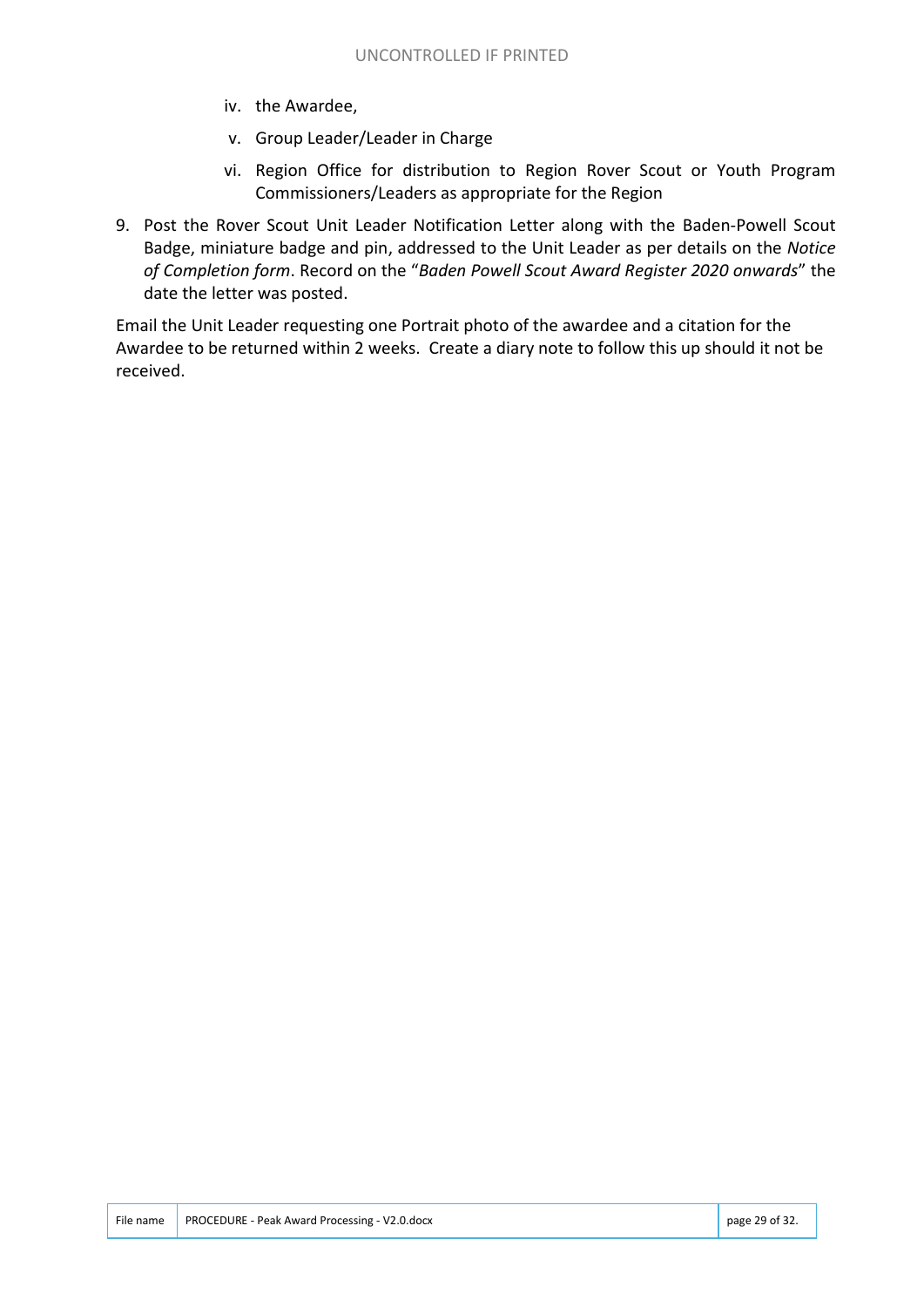iv. the Awardee,
  v. Group Leader/Leader in Charge
  vi. Region Office for distribution to Region Rover Scout or Youth Program Commissioners/Leaders as appropriate for the Region

9. Post the Rover Scout Unit Leader Notification Letter along with the Baden-Powell Scout Badge, miniature badge and pin, addressed to the Unit Leader as per details on the *Notice of Completion form*. Record on the "*Baden Powell Scout Award Register 2020 onwards*" the date the letter was posted.

Email the Unit Leader requesting one Portrait photo of the awardee and a citation for the Awardee to be returned within 2 weeks. Create a diary note to follow this up should it not be received.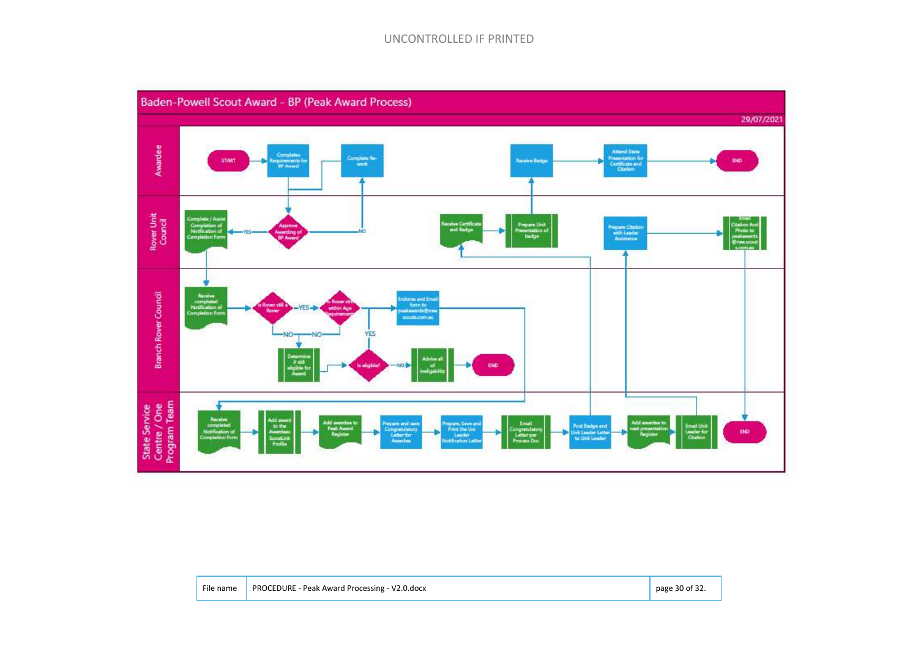## Baden-Powell Scout Award - BP (Peak Award Process)

29/07/2021

**Awardee**

- START
- Completes Requirements for BP Award
- Complete Re-work
- Receive Badge
- Attend State Presentation for Certificate and Citation
- END

**Rover Unit Council**

- Complete / Assist Completion of Notification of Completion Form
- Approve Awarding of BP Award (YES / NO)
- Receive Certificate and Badge
- Prepare Unit Presentation of badge
- Prepare Citation with Leader Assistance
- Email Citation And Photo to peakawards@nsw.scouts.com.au

**Branch Rover Council**

- Receive completed Notification of Completion Form
- Is Rover still a Rover (YES / NO)
- Is Rover still within Age Requirements (YES / NO)
- Endorse and Email form to peakawards@nsw.scouts.com.au
- Determine if still eligible for Award
- Is eligible? (NO)
- Advise all of ineligibility
- END

**State Service Centre / One Program Team**

- Receive completed Notification of Completion Form
- Add award to the Awardees ScoutLink Profile
- Add awardee to Peak Award Register
- Prepare and save Congratulatory Letter for Awardee
- Prepare, Save and Print the Unit Leader Notification Letter
- Email Congratulatory Letter per Process Doc
- Post Badge and Unit Leader Letter to Unit Leader
- Add awardee to next presentation Register
- Email Unit Leader for Citation
- END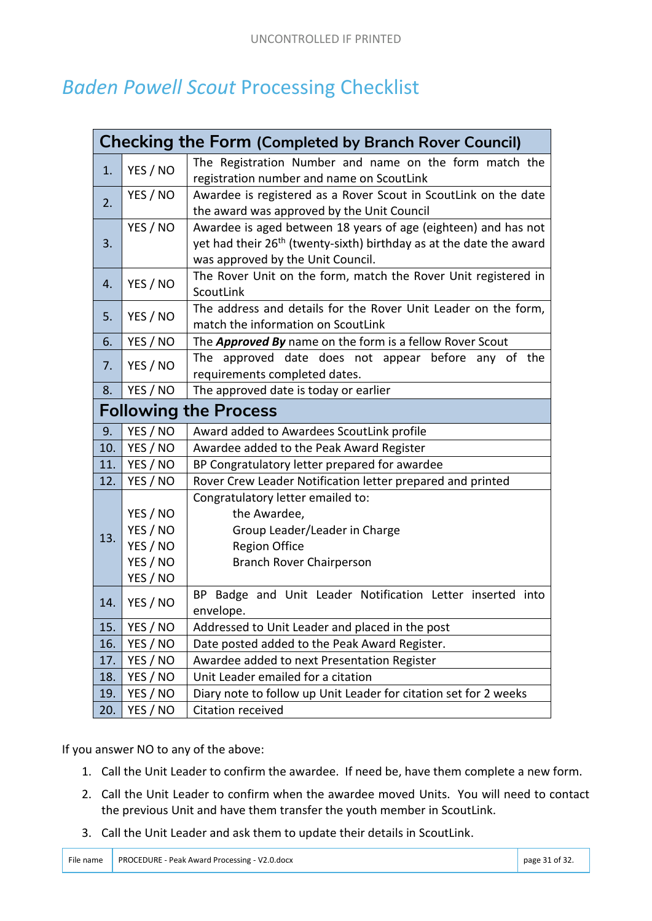UNCONTROLLED IF PRINTED

# *Baden Powell Scout* Processing Checklist

| Checking the Form (Completed by Branch Rover Council) | | |
|---|---|---|
| 1. | YES / NO | The Registration Number and name on the form match the registration number and name on ScoutLink |
| 2. | YES / NO | Awardee is registered as a Rover Scout in ScoutLink on the date the award was approved by the Unit Council |
| 3. | YES / NO | Awardee is aged between 18 years of age (eighteen) and has not yet had their 26th (twenty-sixth) birthday as at the date the award was approved by the Unit Council. |
| 4. | YES / NO | The Rover Unit on the form, match the Rover Unit registered in ScoutLink |
| 5. | YES / NO | The address and details for the Rover Unit Leader on the form, match the information on ScoutLink |
| 6. | YES / NO | The ***Approved By*** name on the form is a fellow Rover Scout |
| 7. | YES / NO | The approved date does not appear before any of the requirements completed dates. |
| 8. | YES / NO | The approved date is today or earlier |
| **Following the Process** | | |
| 9. | YES / NO | Award added to Awardees ScoutLink profile |
| 10. | YES / NO | Awardee added to the Peak Award Register |
| 11. | YES / NO | BP Congratulatory letter prepared for awardee |
| 12. | YES / NO | Rover Crew Leader Notification letter prepared and printed |
| 13. | YES / NO<br>YES / NO<br>YES / NO<br>YES / NO<br>YES / NO | Congratulatory letter emailed to:<br>the Awardee,<br>Group Leader/Leader in Charge<br>Region Office<br>Branch Rover Chairperson |
| 14. | YES / NO | BP Badge and Unit Leader Notification Letter inserted into envelope. |
| 15. | YES / NO | Addressed to Unit Leader and placed in the post |
| 16. | YES / NO | Date posted added to the Peak Award Register. |
| 17. | YES / NO | Awardee added to next Presentation Register |
| 18. | YES / NO | Unit Leader emailed for a citation |
| 19. | YES / NO | Diary note to follow up Unit Leader for citation set for 2 weeks |
| 20. | YES / NO | Citation received |

If you answer NO to any of the above:

1. Call the Unit Leader to confirm the awardee. If need be, have them complete a new form.
2. Call the Unit Leader to confirm when the awardee moved Units. You will need to contact the previous Unit and have them transfer the youth member in ScoutLink.
3. Call the Unit Leader and ask them to update their details in ScoutLink.

| File name | PROCEDURE - Peak Award Processing - V2.0.docx |
|---|---|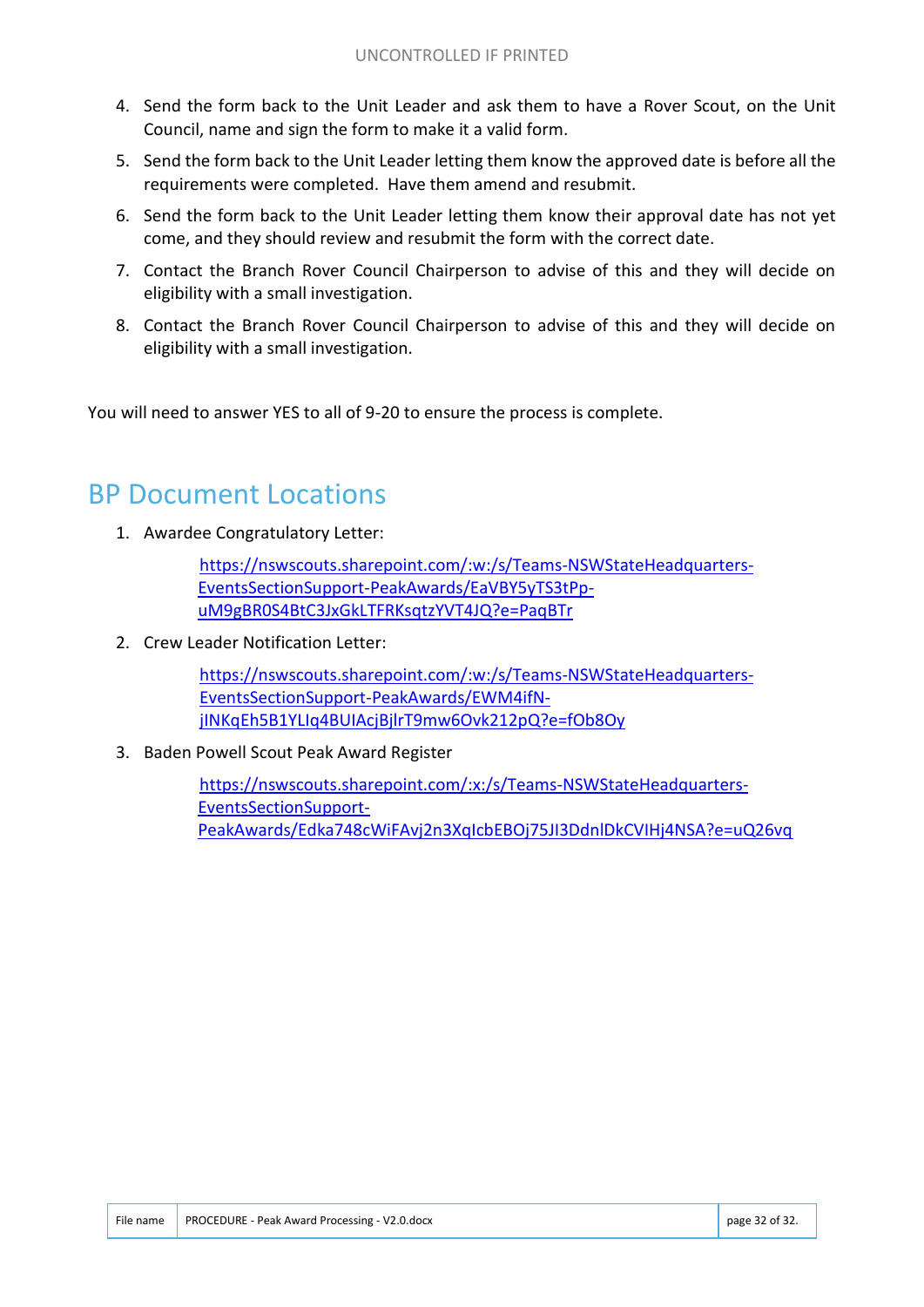4. Send the form back to the Unit Leader and ask them to have a Rover Scout, on the Unit Council, name and sign the form to make it a valid form.
5. Send the form back to the Unit Leader letting them know the approved date is before all the requirements were completed. Have them amend and resubmit.
6. Send the form back to the Unit Leader letting them know their approval date has not yet come, and they should review and resubmit the form with the correct date.
7. Contact the Branch Rover Council Chairperson to advise of this and they will decide on eligibility with a small investigation.
8. Contact the Branch Rover Council Chairperson to advise of this and they will decide on eligibility with a small investigation.

You will need to answer YES to all of 9-20 to ensure the process is complete.

## BP Document Locations

1. Awardee Congratulatory Letter:

   https://nswscouts.sharepoint.com/:w:/s/Teams-NSWStateHeadquarters-EventsSectionSupport-PeakAwards/EaVBY5yTS3tPp-uM9gBR0S4BtC3JxGkLTFRKsqtzYVT4JQ?e=PaqBTr

2. Crew Leader Notification Letter:

   https://nswscouts.sharepoint.com/:w:/s/Teams-NSWStateHeadquarters-EventsSectionSupport-PeakAwards/EWM4ifN-jINKqEh5B1YLIq4BUIAcjBjlrT9mw6Ovk212pQ?e=fOb8Oy

3. Baden Powell Scout Peak Award Register

   https://nswscouts.sharepoint.com/:x:/s/Teams-NSWStateHeadquarters-EventsSectionSupport-PeakAwards/Edka748cWiFAvj2n3XqIcbEBOj75JI3DdnlDkCVIHj4NSA?e=uQ26vq